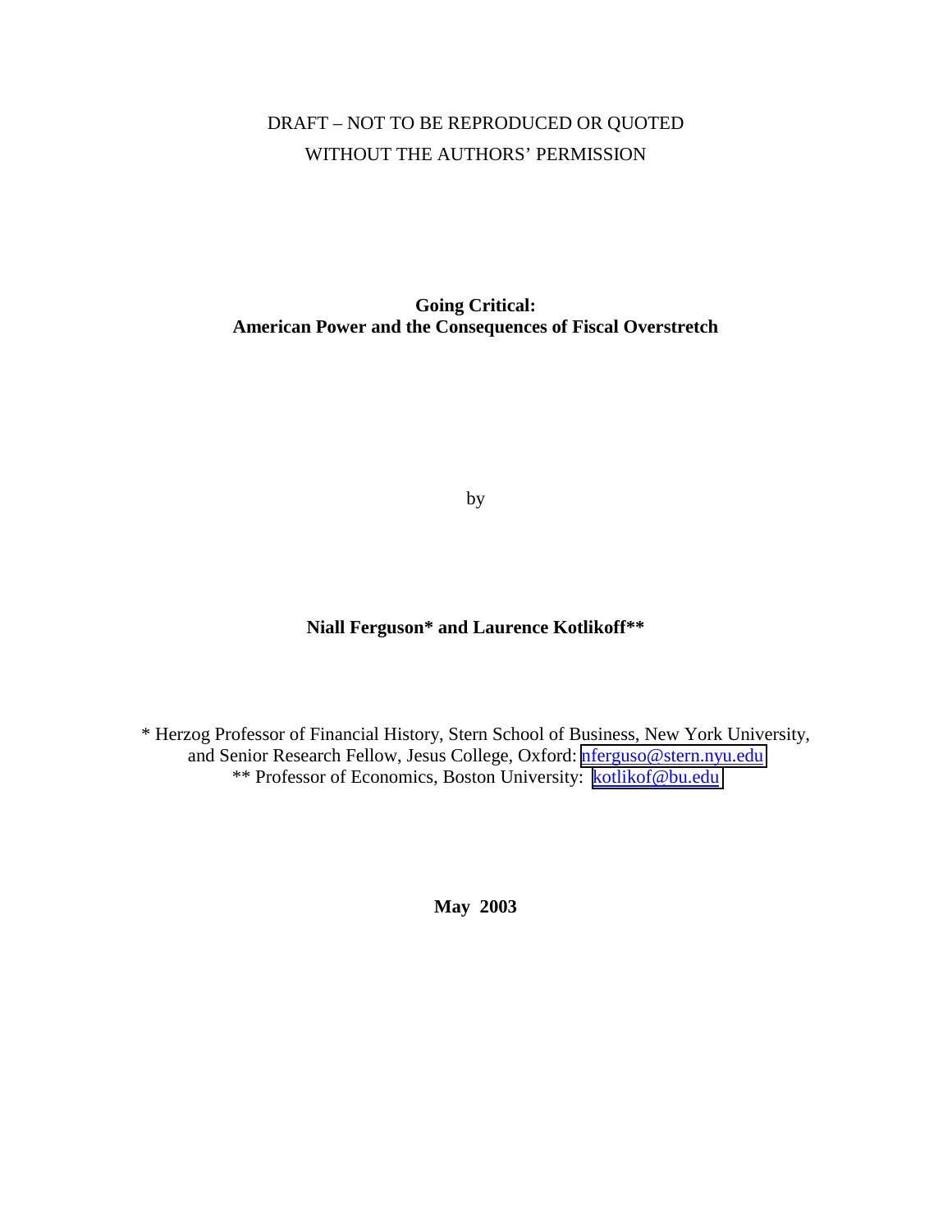DRAFT – NOT TO BE REPRODUCED OR QUOTED
WITHOUT THE AUTHORS' PERMISSION

# Going Critical:
# American Power and the Consequences of Fiscal Overstretch

by

**Niall Ferguson* and Laurence Kotlikoff****

* Herzog Professor of Financial History, Stern School of Business, New York University, and Senior Research Fellow, Jesus College, Oxford: nferguso@stern.nyu.edu
** Professor of Economics, Boston University: kotlikof@bu.edu

**May 2003**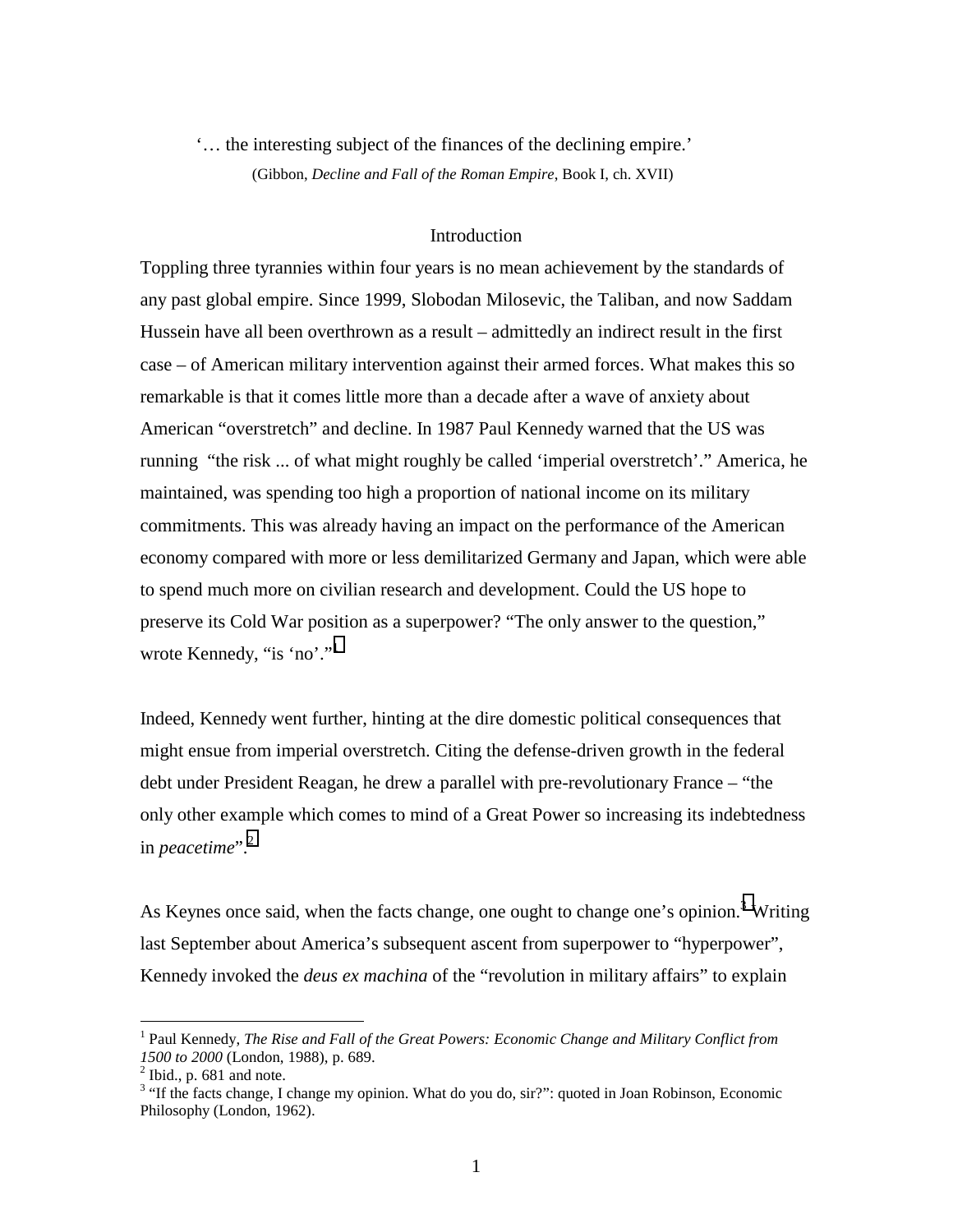‘… the interesting subject of the finances of the declining empire.’
(Gibbon, *Decline and Fall of the Roman Empire*, Book I, ch. XVII)

## Introduction

Toppling three tyrannies within four years is no mean achievement by the standards of any past global empire. Since 1999, Slobodan Milosevic, the Taliban, and now Saddam Hussein have all been overthrown as a result – admittedly an indirect result in the first case – of American military intervention against their armed forces. What makes this so remarkable is that it comes little more than a decade after a wave of anxiety about American “overstretch” and decline. In 1987 Paul Kennedy warned that the US was running “the risk ... of what might roughly be called ‘imperial overstretch’.” America, he maintained, was spending too high a proportion of national income on its military commitments. This was already having an impact on the performance of the American economy compared with more or less demilitarized Germany and Japan, which were able to spend much more on civilian research and development. Could the US hope to preserve its Cold War position as a superpower? “The only answer to the question,” wrote Kennedy, “is ‘no’.”[1]

Indeed, Kennedy went further, hinting at the dire domestic political consequences that might ensue from imperial overstretch. Citing the defense-driven growth in the federal debt under President Reagan, he drew a parallel with pre-revolutionary France – “the only other example which comes to mind of a Great Power so increasing its indebtedness in *peacetime*”.[2]

As Keynes once said, when the facts change, one ought to change one’s opinion.[3] Writing last September about America’s subsequent ascent from superpower to “hyperpower”, Kennedy invoked the *deus ex machina* of the “revolution in military affairs” to explain

---

[1] Paul Kennedy, *The Rise and Fall of the Great Powers: Economic Change and Military Conflict from 1500 to 2000* (London, 1988), p. 689.
[2] Ibid., p. 681 and note.
[3] “If the facts change, I change my opinion. What do you do, sir?”: quoted in Joan Robinson, Economic Philosophy (London, 1962).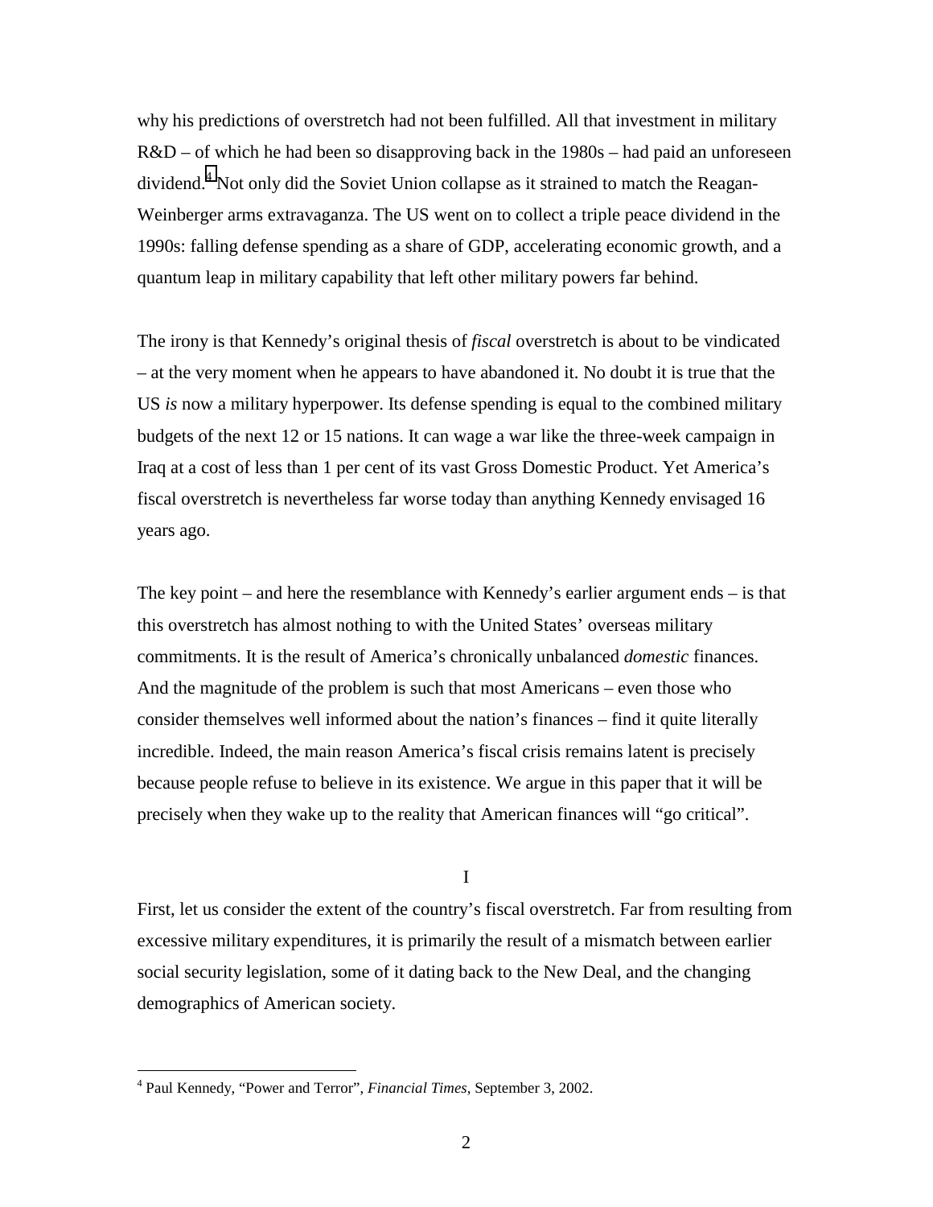why his predictions of overstretch had not been fulfilled. All that investment in military R&D – of which he had been so disapproving back in the 1980s – had paid an unforeseen dividend.[4] Not only did the Soviet Union collapse as it strained to match the Reagan-Weinberger arms extravaganza. The US went on to collect a triple peace dividend in the 1990s: falling defense spending as a share of GDP, accelerating economic growth, and a quantum leap in military capability that left other military powers far behind.

The irony is that Kennedy's original thesis of *fiscal* overstretch is about to be vindicated – at the very moment when he appears to have abandoned it. No doubt it is true that the US *is* now a military hyperpower. Its defense spending is equal to the combined military budgets of the next 12 or 15 nations. It can wage a war like the three-week campaign in Iraq at a cost of less than 1 per cent of its vast Gross Domestic Product. Yet America's fiscal overstretch is nevertheless far worse today than anything Kennedy envisaged 16 years ago.

The key point – and here the resemblance with Kennedy's earlier argument ends – is that this overstretch has almost nothing to with the United States' overseas military commitments. It is the result of America's chronically unbalanced *domestic* finances. And the magnitude of the problem is such that most Americans – even those who consider themselves well informed about the nation's finances – find it quite literally incredible. Indeed, the main reason America's fiscal crisis remains latent is precisely because people refuse to believe in its existence. We argue in this paper that it will be precisely when they wake up to the reality that American finances will "go critical".

## I

First, let us consider the extent of the country's fiscal overstretch. Far from resulting from excessive military expenditures, it is primarily the result of a mismatch between earlier social security legislation, some of it dating back to the New Deal, and the changing demographics of American society.

[4] Paul Kennedy, "Power and Terror", *Financial Times*, September 3, 2002.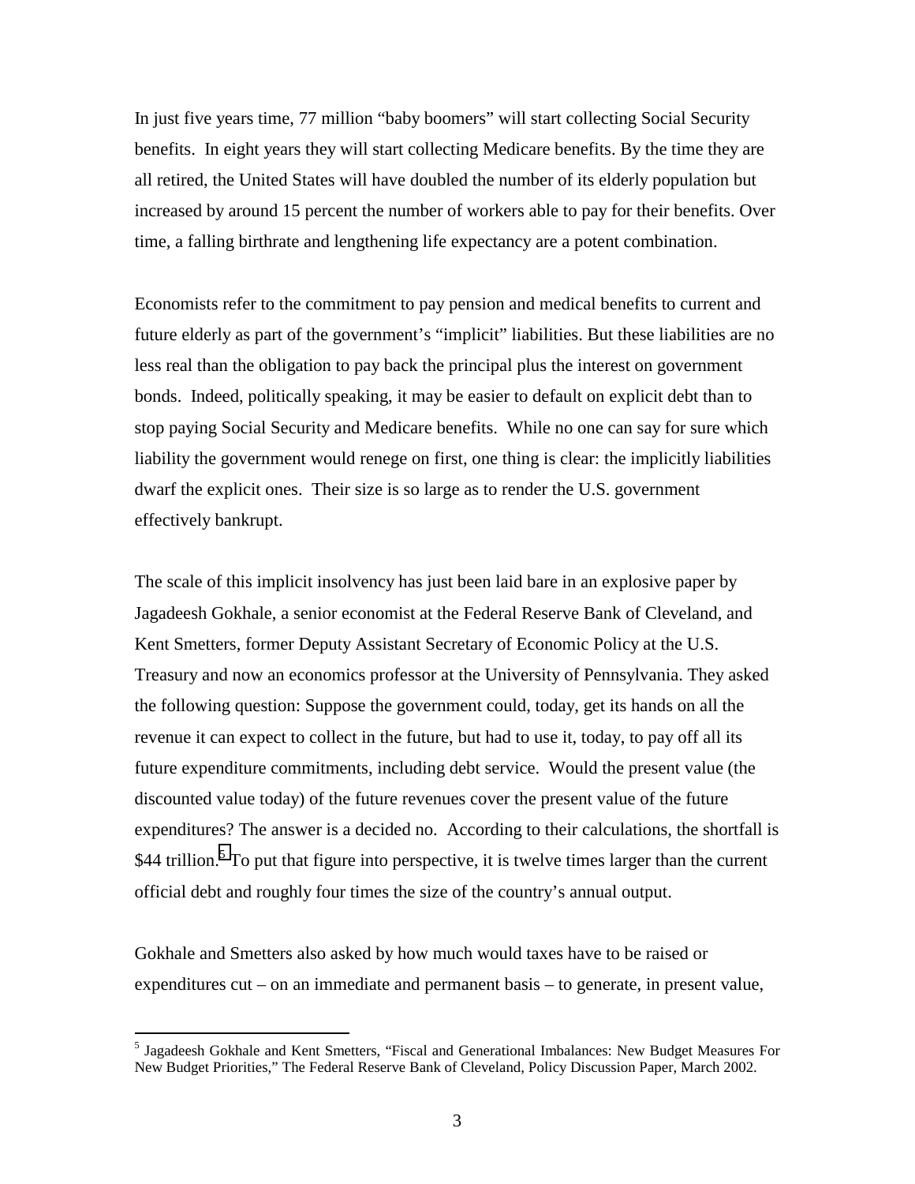In just five years time, 77 million "baby boomers" will start collecting Social Security benefits. In eight years they will start collecting Medicare benefits. By the time they are all retired, the United States will have doubled the number of its elderly population but increased by around 15 percent the number of workers able to pay for their benefits. Over time, a falling birthrate and lengthening life expectancy are a potent combination.

Economists refer to the commitment to pay pension and medical benefits to current and future elderly as part of the government's "implicit" liabilities. But these liabilities are no less real than the obligation to pay back the principal plus the interest on government bonds. Indeed, politically speaking, it may be easier to default on explicit debt than to stop paying Social Security and Medicare benefits. While no one can say for sure which liability the government would renege on first, one thing is clear: the implicitly liabilities dwarf the explicit ones. Their size is so large as to render the U.S. government effectively bankrupt.

The scale of this implicit insolvency has just been laid bare in an explosive paper by Jagadeesh Gokhale, a senior economist at the Federal Reserve Bank of Cleveland, and Kent Smetters, former Deputy Assistant Secretary of Economic Policy at the U.S. Treasury and now an economics professor at the University of Pennsylvania. They asked the following question: Suppose the government could, today, get its hands on all the revenue it can expect to collect in the future, but had to use it, today, to pay off all its future expenditure commitments, including debt service. Would the present value (the discounted value today) of the future revenues cover the present value of the future expenditures? The answer is a decided no. According to their calculations, the shortfall is $44 trillion.[5] To put that figure into perspective, it is twelve times larger than the current official debt and roughly four times the size of the country's annual output.

Gokhale and Smetters also asked by how much would taxes have to be raised or expenditures cut – on an immediate and permanent basis – to generate, in present value,

[5] Jagadeesh Gokhale and Kent Smetters, "Fiscal and Generational Imbalances: New Budget Measures For New Budget Priorities," The Federal Reserve Bank of Cleveland, Policy Discussion Paper, March 2002.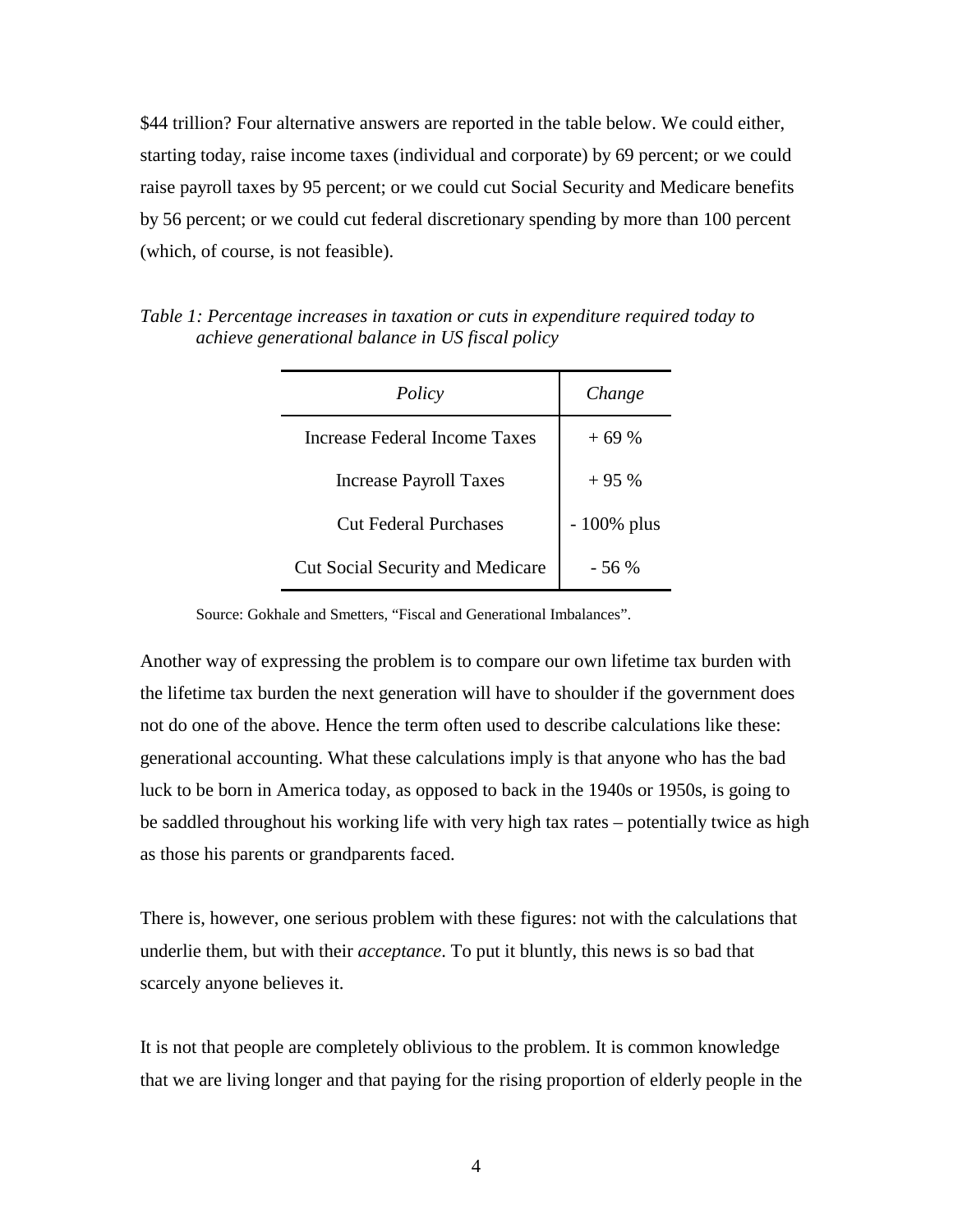$44 trillion? Four alternative answers are reported in the table below. We could either, starting today, raise income taxes (individual and corporate) by 69 percent; or we could raise payroll taxes by 95 percent; or we could cut Social Security and Medicare benefits by 56 percent; or we could cut federal discretionary spending by more than 100 percent (which, of course, is not feasible).

*Table 1: Percentage increases in taxation or cuts in expenditure required today to achieve generational balance in US fiscal policy*

| *Policy* | *Change* |
|---|---|
| Increase Federal Income Taxes | + 69 % |
| Increase Payroll Taxes | + 95 % |
| Cut Federal Purchases | - 100% plus |
| Cut Social Security and Medicare | - 56 % |

Source: Gokhale and Smetters, "Fiscal and Generational Imbalances".

Another way of expressing the problem is to compare our own lifetime tax burden with the lifetime tax burden the next generation will have to shoulder if the government does not do one of the above. Hence the term often used to describe calculations like these: generational accounting. What these calculations imply is that anyone who has the bad luck to be born in America today, as opposed to back in the 1940s or 1950s, is going to be saddled throughout his working life with very high tax rates – potentially twice as high as those his parents or grandparents faced.

There is, however, one serious problem with these figures: not with the calculations that underlie them, but with their *acceptance*. To put it bluntly, this news is so bad that scarcely anyone believes it.

It is not that people are completely oblivious to the problem. It is common knowledge that we are living longer and that paying for the rising proportion of elderly people in the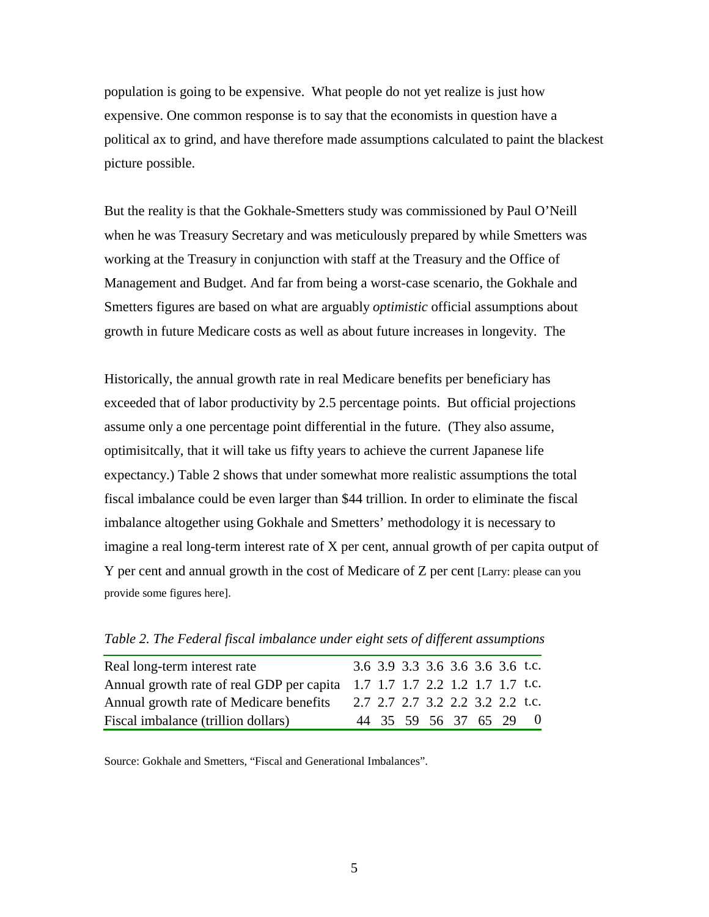population is going to be expensive. What people do not yet realize is just how expensive. One common response is to say that the economists in question have a political ax to grind, and have therefore made assumptions calculated to paint the blackest picture possible.

But the reality is that the Gokhale-Smetters study was commissioned by Paul O'Neill when he was Treasury Secretary and was meticulously prepared by while Smetters was working at the Treasury in conjunction with staff at the Treasury and the Office of Management and Budget. And far from being a worst-case scenario, the Gokhale and Smetters figures are based on what are arguably *optimistic* official assumptions about growth in future Medicare costs as well as about future increases in longevity. The

Historically, the annual growth rate in real Medicare benefits per beneficiary has exceeded that of labor productivity by 2.5 percentage points. But official projections assume only a one percentage point differential in the future. (They also assume, optimisitcally, that it will take us fifty years to achieve the current Japanese life expectancy.) Table 2 shows that under somewhat more realistic assumptions the total fiscal imbalance could be even larger than $44 trillion. In order to eliminate the fiscal imbalance altogether using Gokhale and Smetters' methodology it is necessary to imagine a real long-term interest rate of X per cent, annual growth of per capita output of Y per cent and annual growth in the cost of Medicare of Z per cent [Larry: please can you provide some figures here].

*Table 2. The Federal fiscal imbalance under eight sets of different assumptions*

| | | | | | | | | |
|---|---|---|---|---|---|---|---|---|
| Real long-term interest rate | 3.6 | 3.9 | 3.3 | 3.6 | 3.6 | 3.6 | 3.6 | t.c. |
| Annual growth rate of real GDP per capita | 1.7 | 1.7 | 1.7 | 2.2 | 1.2 | 1.7 | 1.7 | t.c. |
| Annual growth rate of Medicare benefits | 2.7 | 2.7 | 2.7 | 3.2 | 2.2 | 3.2 | 2.2 | t.c. |
| Fiscal imbalance (trillion dollars) | 44 | 35 | 59 | 56 | 37 | 65 | 29 | 0 |

Source: Gokhale and Smetters, "Fiscal and Generational Imbalances".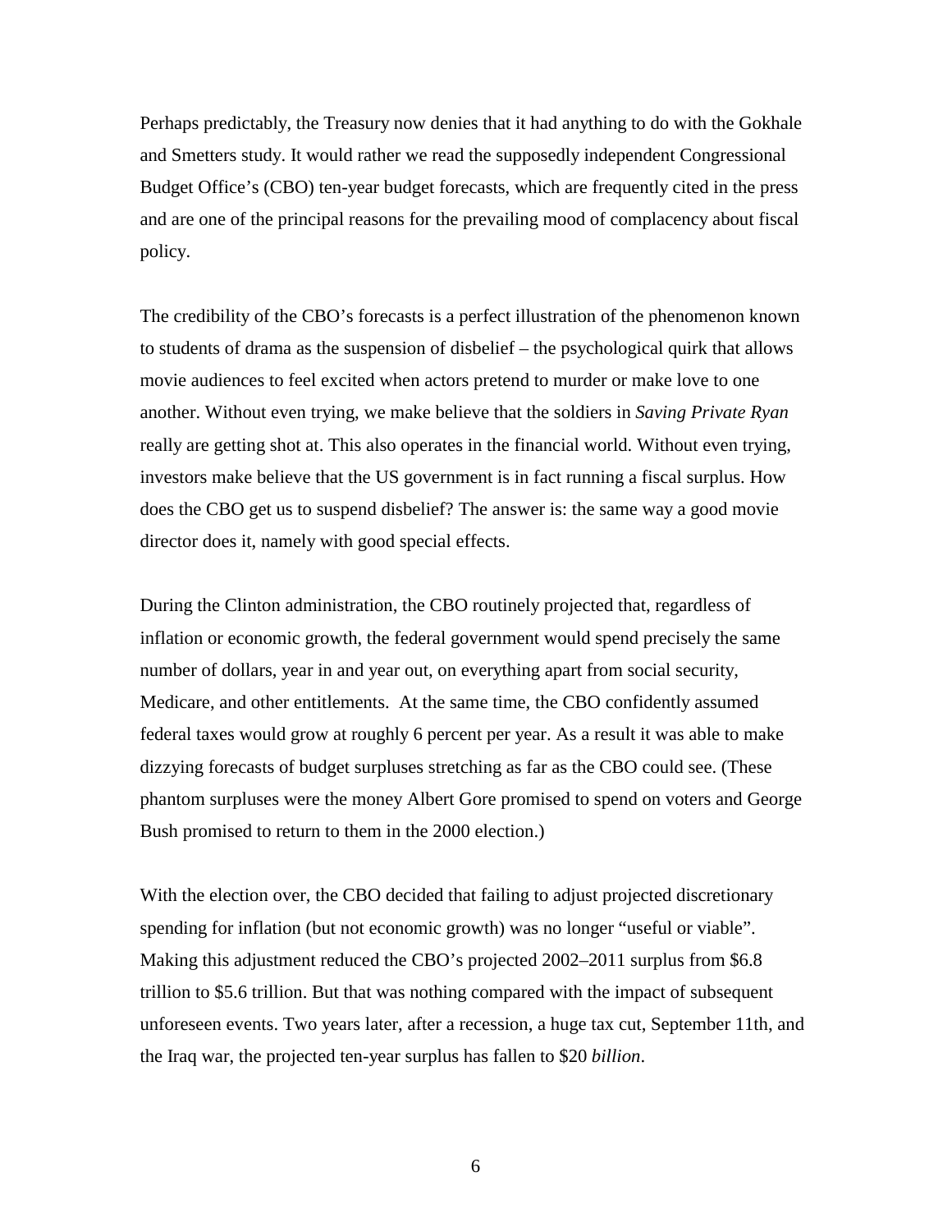Perhaps predictably, the Treasury now denies that it had anything to do with the Gokhale and Smetters study. It would rather we read the supposedly independent Congressional Budget Office's (CBO) ten-year budget forecasts, which are frequently cited in the press and are one of the principal reasons for the prevailing mood of complacency about fiscal policy.

The credibility of the CBO's forecasts is a perfect illustration of the phenomenon known to students of drama as the suspension of disbelief – the psychological quirk that allows movie audiences to feel excited when actors pretend to murder or make love to one another. Without even trying, we make believe that the soldiers in *Saving Private Ryan* really are getting shot at. This also operates in the financial world. Without even trying, investors make believe that the US government is in fact running a fiscal surplus. How does the CBO get us to suspend disbelief? The answer is: the same way a good movie director does it, namely with good special effects.

During the Clinton administration, the CBO routinely projected that, regardless of inflation or economic growth, the federal government would spend precisely the same number of dollars, year in and year out, on everything apart from social security, Medicare, and other entitlements. At the same time, the CBO confidently assumed federal taxes would grow at roughly 6 percent per year. As a result it was able to make dizzying forecasts of budget surpluses stretching as far as the CBO could see. (These phantom surpluses were the money Albert Gore promised to spend on voters and George Bush promised to return to them in the 2000 election.)

With the election over, the CBO decided that failing to adjust projected discretionary spending for inflation (but not economic growth) was no longer "useful or viable". Making this adjustment reduced the CBO's projected 2002–2011 surplus from $6.8 trillion to $5.6 trillion. But that was nothing compared with the impact of subsequent unforeseen events. Two years later, after a recession, a huge tax cut, September 11th, and the Iraq war, the projected ten-year surplus has fallen to $20 *billion*.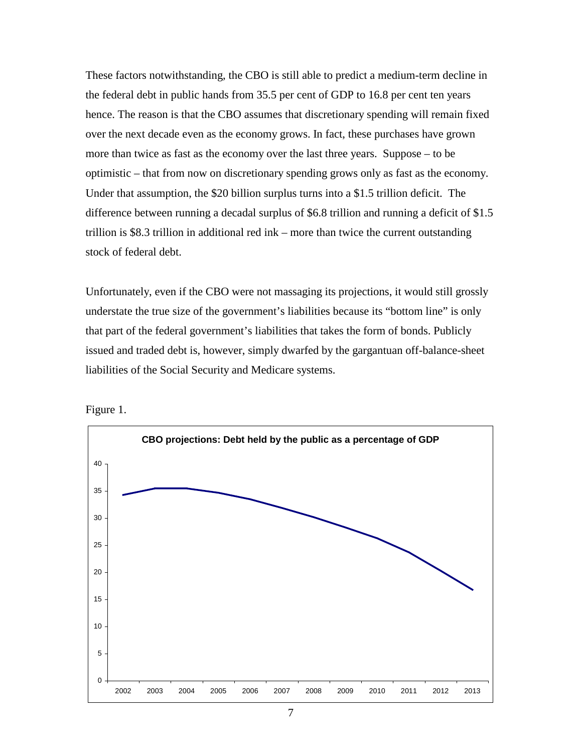These factors notwithstanding, the CBO is still able to predict a medium-term decline in the federal debt in public hands from 35.5 per cent of GDP to 16.8 per cent ten years hence. The reason is that the CBO assumes that discretionary spending will remain fixed over the next decade even as the economy grows. In fact, these purchases have grown more than twice as fast as the economy over the last three years. Suppose – to be optimistic – that from now on discretionary spending grows only as fast as the economy. Under that assumption, the $20 billion surplus turns into a $1.5 trillion deficit. The difference between running a decadal surplus of $6.8 trillion and running a deficit of $1.5 trillion is $8.3 trillion in additional red ink – more than twice the current outstanding stock of federal debt.

Unfortunately, even if the CBO were not massaging its projections, it would still grossly understate the true size of the government's liabilities because its "bottom line" is only that part of the federal government's liabilities that takes the form of bonds. Publicly issued and traded debt is, however, simply dwarfed by the gargantuan off-balance-sheet liabilities of the Social Security and Medicare systems.

Figure 1.

**CBO projections: Debt held by the public as a percentage of GDP**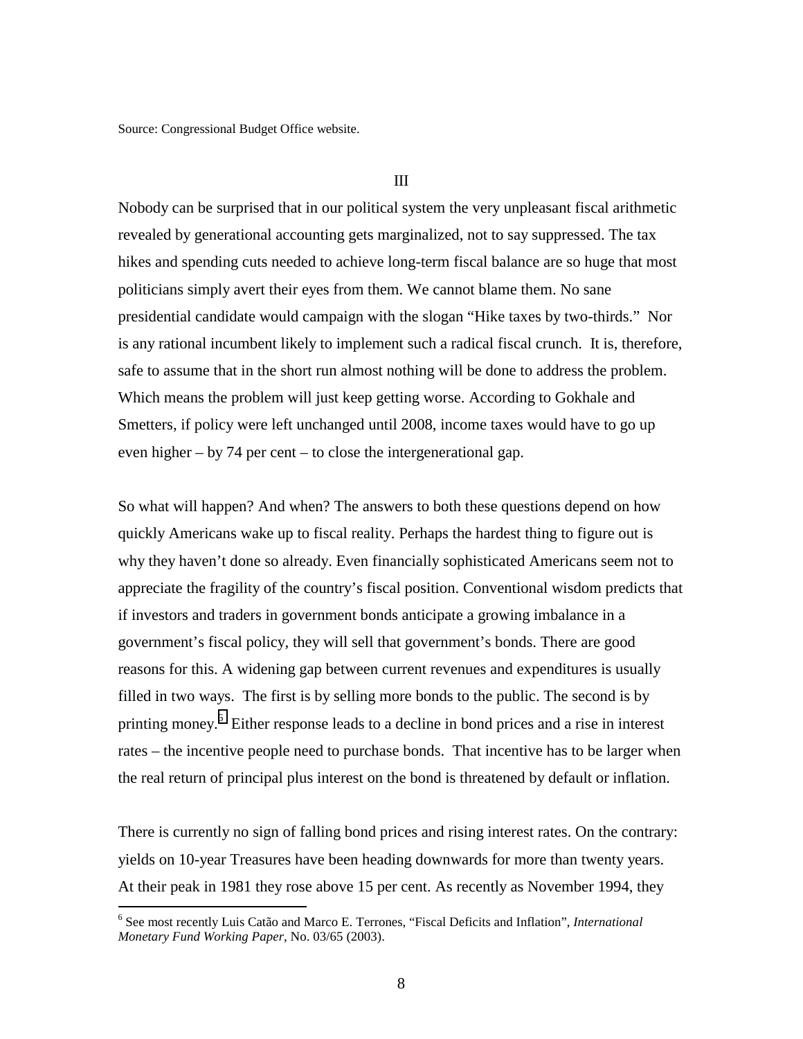Source: Congressional Budget Office website.

III

Nobody can be surprised that in our political system the very unpleasant fiscal arithmetic revealed by generational accounting gets marginalized, not to say suppressed. The tax hikes and spending cuts needed to achieve long-term fiscal balance are so huge that most politicians simply avert their eyes from them. We cannot blame them. No sane presidential candidate would campaign with the slogan "Hike taxes by two-thirds." Nor is any rational incumbent likely to implement such a radical fiscal crunch. It is, therefore, safe to assume that in the short run almost nothing will be done to address the problem. Which means the problem will just keep getting worse. According to Gokhale and Smetters, if policy were left unchanged until 2008, income taxes would have to go up even higher – by 74 per cent – to close the intergenerational gap.

So what will happen? And when? The answers to both these questions depend on how quickly Americans wake up to fiscal reality. Perhaps the hardest thing to figure out is why they haven't done so already. Even financially sophisticated Americans seem not to appreciate the fragility of the country's fiscal position. Conventional wisdom predicts that if investors and traders in government bonds anticipate a growing imbalance in a government's fiscal policy, they will sell that government's bonds. There are good reasons for this. A widening gap between current revenues and expenditures is usually filled in two ways. The first is by selling more bonds to the public. The second is by printing money.[6] Either response leads to a decline in bond prices and a rise in interest rates – the incentive people need to purchase bonds. That incentive has to be larger when the real return of principal plus interest on the bond is threatened by default or inflation.

There is currently no sign of falling bond prices and rising interest rates. On the contrary: yields on 10-year Treasures have been heading downwards for more than twenty years. At their peak in 1981 they rose above 15 per cent. As recently as November 1994, they

[6] See most recently Luis Catão and Marco E. Terrones, "Fiscal Deficits and Inflation", *International Monetary Fund Working Paper*, No. 03/65 (2003).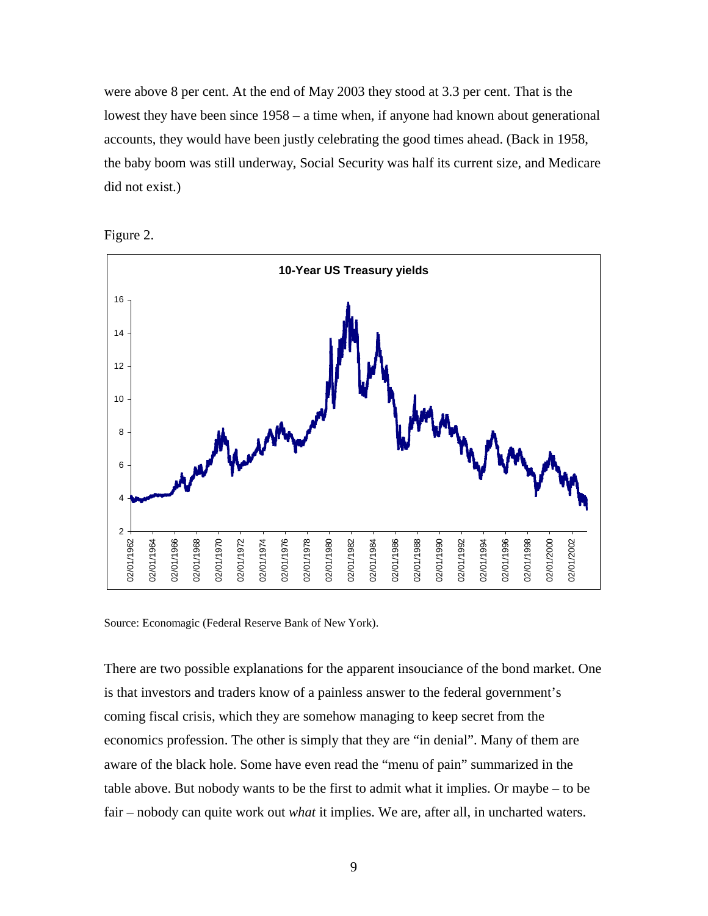were above 8 per cent. At the end of May 2003 they stood at 3.3 per cent. That is the lowest they have been since 1958 – a time when, if anyone had known about generational accounts, they would have been justly celebrating the good times ahead. (Back in 1958, the baby boom was still underway, Social Security was half its current size, and Medicare did not exist.)

Figure 2.

Source: Economagic (Federal Reserve Bank of New York).

There are two possible explanations for the apparent insouciance of the bond market. One is that investors and traders know of a painless answer to the federal government's coming fiscal crisis, which they are somehow managing to keep secret from the economics profession. The other is simply that they are "in denial". Many of them are aware of the black hole. Some have even read the "menu of pain" summarized in the table above. But nobody wants to be the first to admit what it implies. Or maybe – to be fair – nobody can quite work out *what* it implies. We are, after all, in uncharted waters.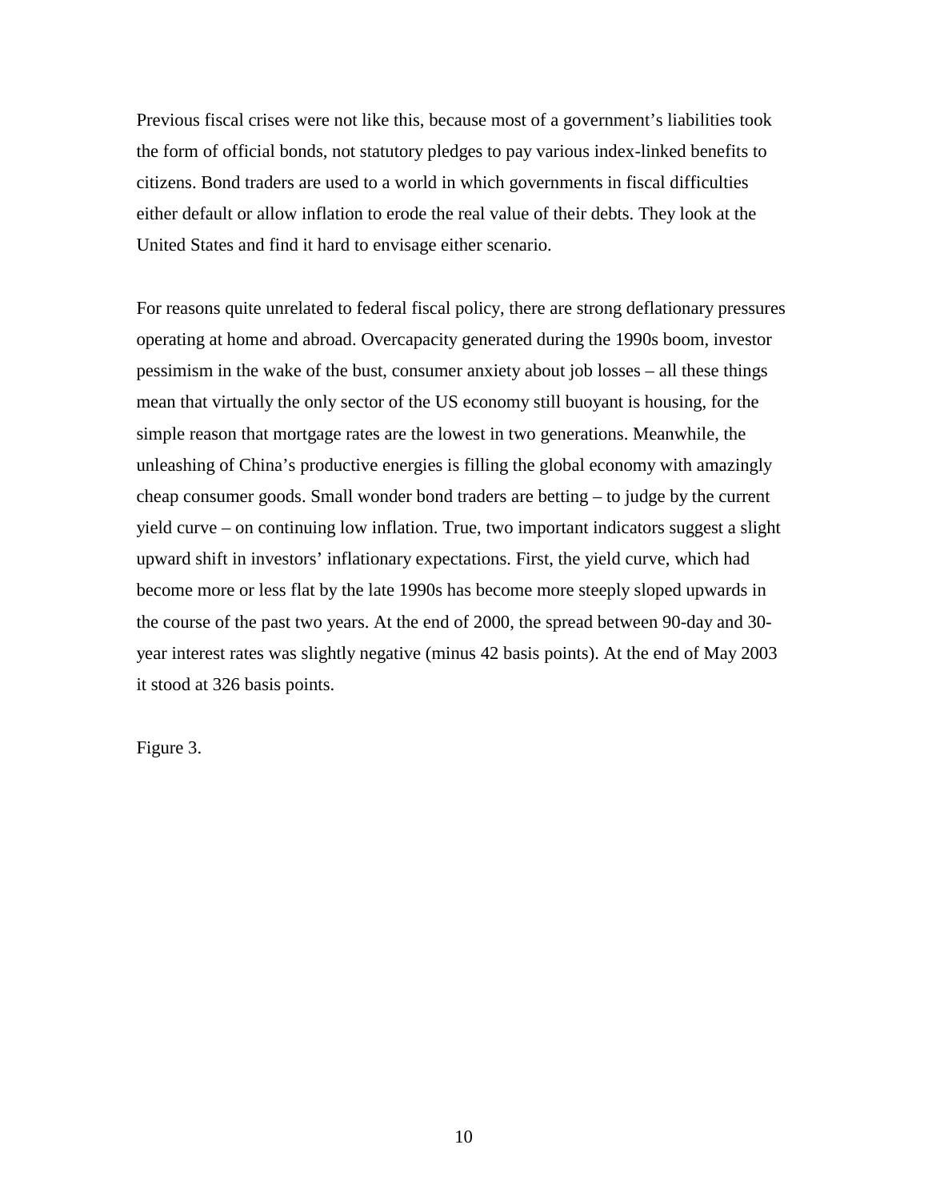Previous fiscal crises were not like this, because most of a government's liabilities took the form of official bonds, not statutory pledges to pay various index-linked benefits to citizens. Bond traders are used to a world in which governments in fiscal difficulties either default or allow inflation to erode the real value of their debts. They look at the United States and find it hard to envisage either scenario.

For reasons quite unrelated to federal fiscal policy, there are strong deflationary pressures operating at home and abroad. Overcapacity generated during the 1990s boom, investor pessimism in the wake of the bust, consumer anxiety about job losses – all these things mean that virtually the only sector of the US economy still buoyant is housing, for the simple reason that mortgage rates are the lowest in two generations. Meanwhile, the unleashing of China's productive energies is filling the global economy with amazingly cheap consumer goods. Small wonder bond traders are betting – to judge by the current yield curve – on continuing low inflation. True, two important indicators suggest a slight upward shift in investors' inflationary expectations. First, the yield curve, which had become more or less flat by the late 1990s has become more steeply sloped upwards in the course of the past two years. At the end of 2000, the spread between 90-day and 30-year interest rates was slightly negative (minus 42 basis points). At the end of May 2003 it stood at 326 basis points.

Figure 3.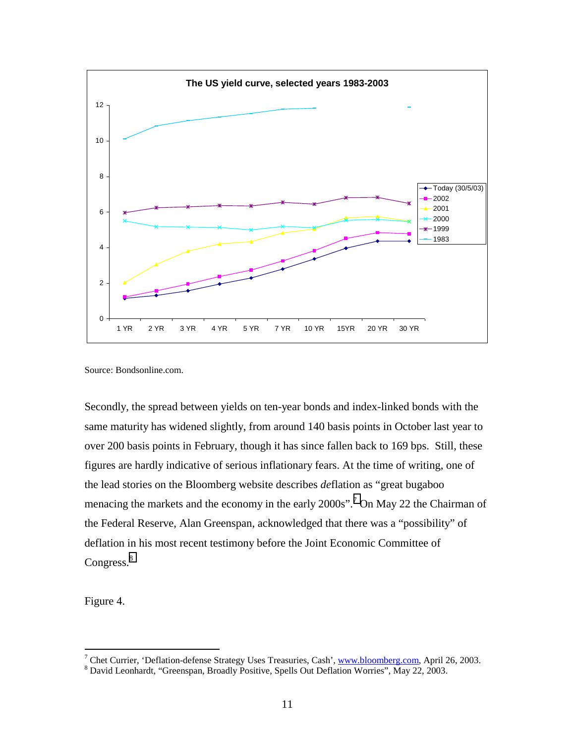Source: Bondsonline.com.

Secondly, the spread between yields on ten-year bonds and index-linked bonds with the same maturity has widened slightly, from around 140 basis points in October last year to over 200 basis points in February, though it has since fallen back to 169 bps. Still, these figures are hardly indicative of serious inflationary fears. At the time of writing, one of the lead stories on the Bloomberg website describes *de*flation as "great bugaboo menacing the markets and the economy in the early 2000s".[7] On May 22 the Chairman of the Federal Reserve, Alan Greenspan, acknowledged that there was a "possibility" of deflation in his most recent testimony before the Joint Economic Committee of Congress.[8]

Figure 4.

---

[7] Chet Currier, 'Deflation-defense Strategy Uses Treasuries, Cash', www.bloomberg.com, April 26, 2003.

[8] David Leonhardt, "Greenspan, Broadly Positive, Spells Out Deflation Worries", May 22, 2003.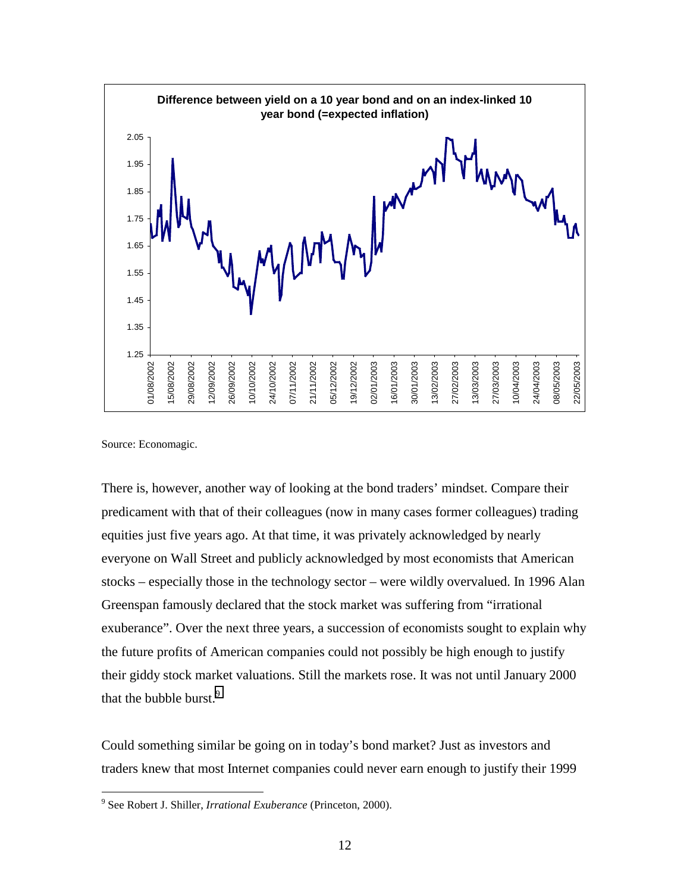**Difference between yield on a 10 year bond and on an index-linked 10 year bond (=expected inflation)**

Source: Economagic.

There is, however, another way of looking at the bond traders' mindset. Compare their predicament with that of their colleagues (now in many cases former colleagues) trading equities just five years ago. At that time, it was privately acknowledged by nearly everyone on Wall Street and publicly acknowledged by most economists that American stocks – especially those in the technology sector – were wildly overvalued. In 1996 Alan Greenspan famously declared that the stock market was suffering from "irrational exuberance". Over the next three years, a succession of economists sought to explain why the future profits of American companies could not possibly be high enough to justify their giddy stock market valuations. Still the markets rose. It was not until January 2000 that the bubble burst.[9]

Could something similar be going on in today's bond market? Just as investors and traders knew that most Internet companies could never earn enough to justify their 1999

---

[9] See Robert J. Shiller, *Irrational Exuberance* (Princeton, 2000).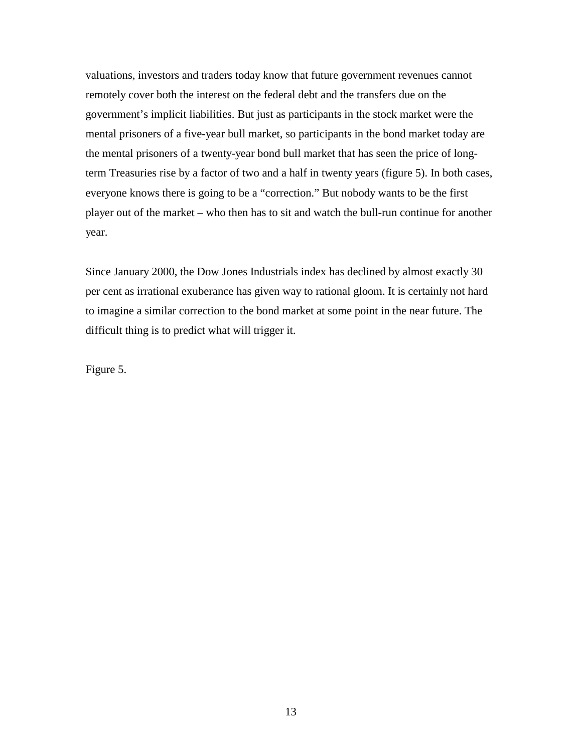valuations, investors and traders today know that future government revenues cannot remotely cover both the interest on the federal debt and the transfers due on the government's implicit liabilities. But just as participants in the stock market were the mental prisoners of a five-year bull market, so participants in the bond market today are the mental prisoners of a twenty-year bond bull market that has seen the price of long-term Treasuries rise by a factor of two and a half in twenty years (figure 5). In both cases, everyone knows there is going to be a "correction." But nobody wants to be the first player out of the market – who then has to sit and watch the bull-run continue for another year.

Since January 2000, the Dow Jones Industrials index has declined by almost exactly 30 per cent as irrational exuberance has given way to rational gloom. It is certainly not hard to imagine a similar correction to the bond market at some point in the near future. The difficult thing is to predict what will trigger it.

Figure 5.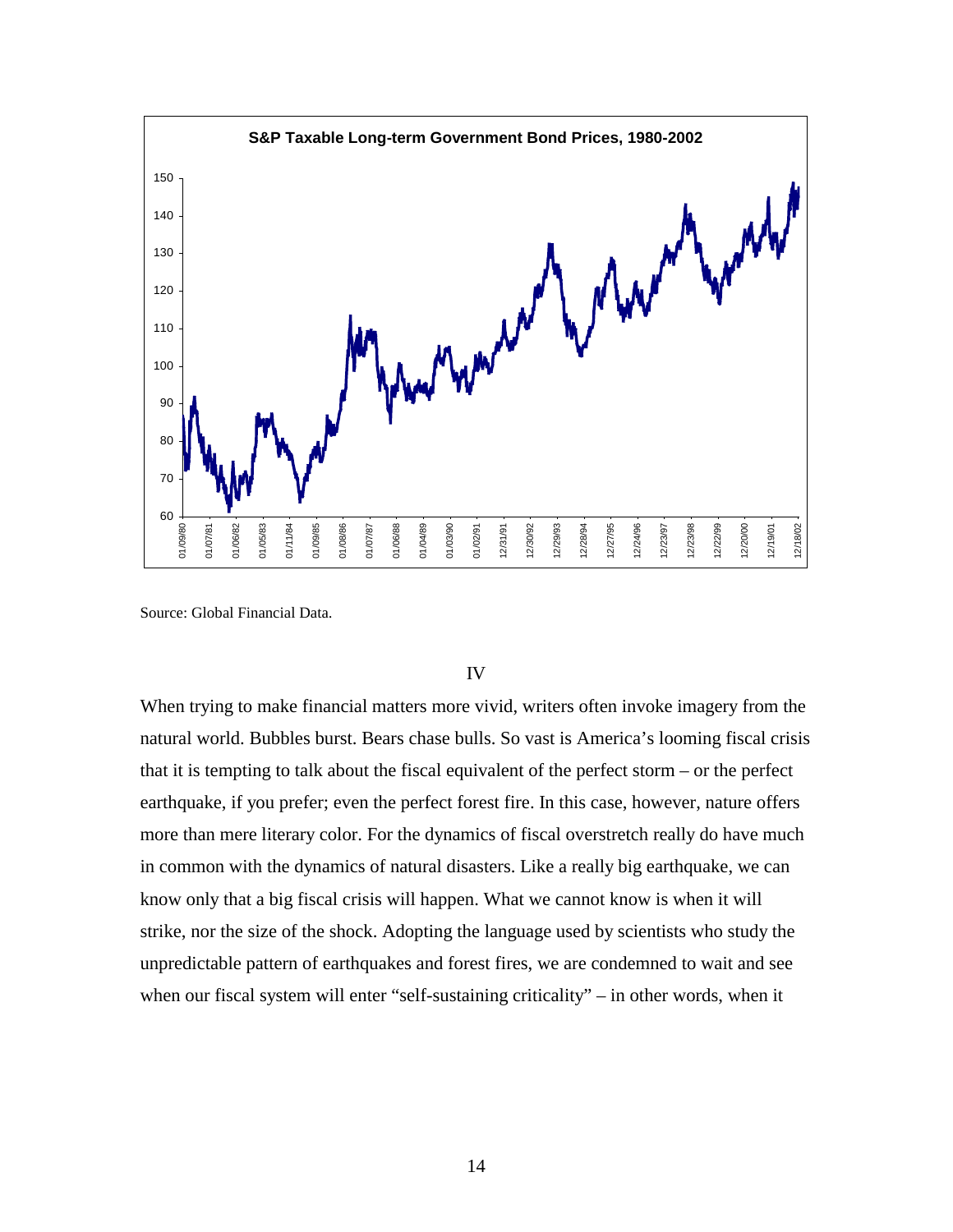S&P Taxable Long-term Government Bond Prices, 1980-2002

Source: Global Financial Data.

IV

When trying to make financial matters more vivid, writers often invoke imagery from the natural world. Bubbles burst. Bears chase bulls. So vast is America's looming fiscal crisis that it is tempting to talk about the fiscal equivalent of the perfect storm – or the perfect earthquake, if you prefer; even the perfect forest fire. In this case, however, nature offers more than mere literary color. For the dynamics of fiscal overstretch really do have much in common with the dynamics of natural disasters. Like a really big earthquake, we can know only that a big fiscal crisis will happen. What we cannot know is when it will strike, nor the size of the shock. Adopting the language used by scientists who study the unpredictable pattern of earthquakes and forest fires, we are condemned to wait and see when our fiscal system will enter "self-sustaining criticality" – in other words, when it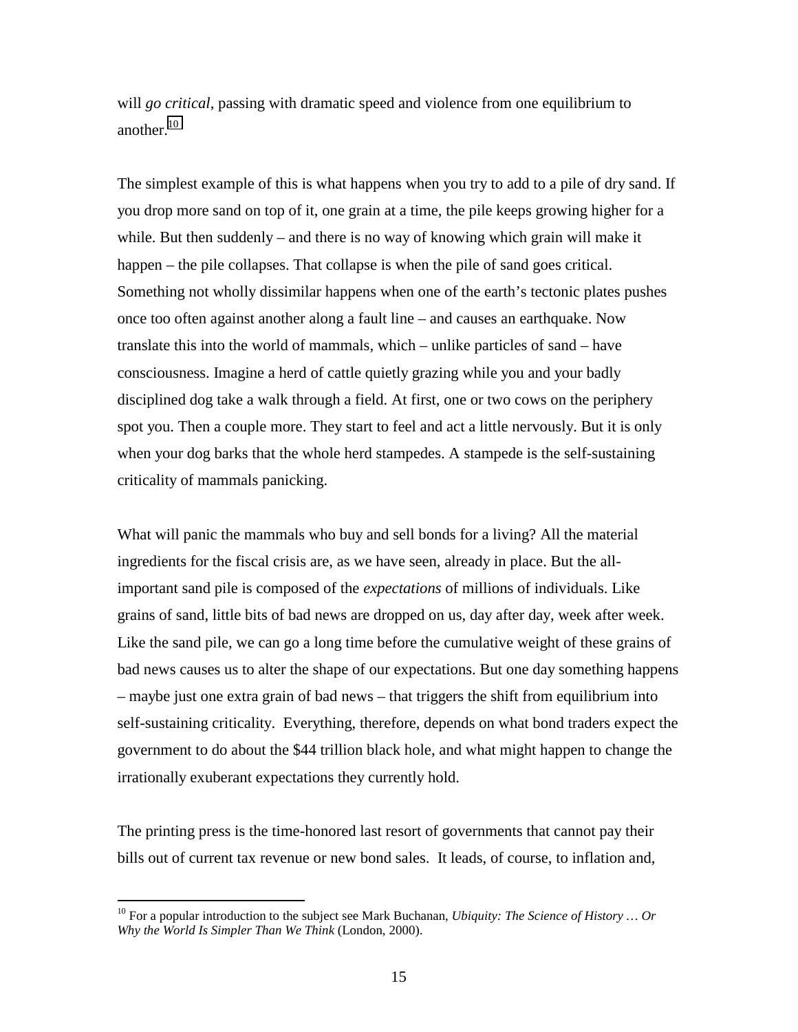will *go critical*, passing with dramatic speed and violence from one equilibrium to another.[10]

The simplest example of this is what happens when you try to add to a pile of dry sand. If you drop more sand on top of it, one grain at a time, the pile keeps growing higher for a while. But then suddenly – and there is no way of knowing which grain will make it happen – the pile collapses. That collapse is when the pile of sand goes critical. Something not wholly dissimilar happens when one of the earth's tectonic plates pushes once too often against another along a fault line – and causes an earthquake. Now translate this into the world of mammals, which – unlike particles of sand – have consciousness. Imagine a herd of cattle quietly grazing while you and your badly disciplined dog take a walk through a field. At first, one or two cows on the periphery spot you. Then a couple more. They start to feel and act a little nervously. But it is only when your dog barks that the whole herd stampedes. A stampede is the self-sustaining criticality of mammals panicking.

What will panic the mammals who buy and sell bonds for a living? All the material ingredients for the fiscal crisis are, as we have seen, already in place. But the all-important sand pile is composed of the *expectations* of millions of individuals. Like grains of sand, little bits of bad news are dropped on us, day after day, week after week. Like the sand pile, we can go a long time before the cumulative weight of these grains of bad news causes us to alter the shape of our expectations. But one day something happens – maybe just one extra grain of bad news – that triggers the shift from equilibrium into self-sustaining criticality. Everything, therefore, depends on what bond traders expect the government to do about the $44 trillion black hole, and what might happen to change the irrationally exuberant expectations they currently hold.

The printing press is the time-honored last resort of governments that cannot pay their bills out of current tax revenue or new bond sales. It leads, of course, to inflation and,

[10] For a popular introduction to the subject see Mark Buchanan, *Ubiquity: The Science of History … Or Why the World Is Simpler Than We Think* (London, 2000).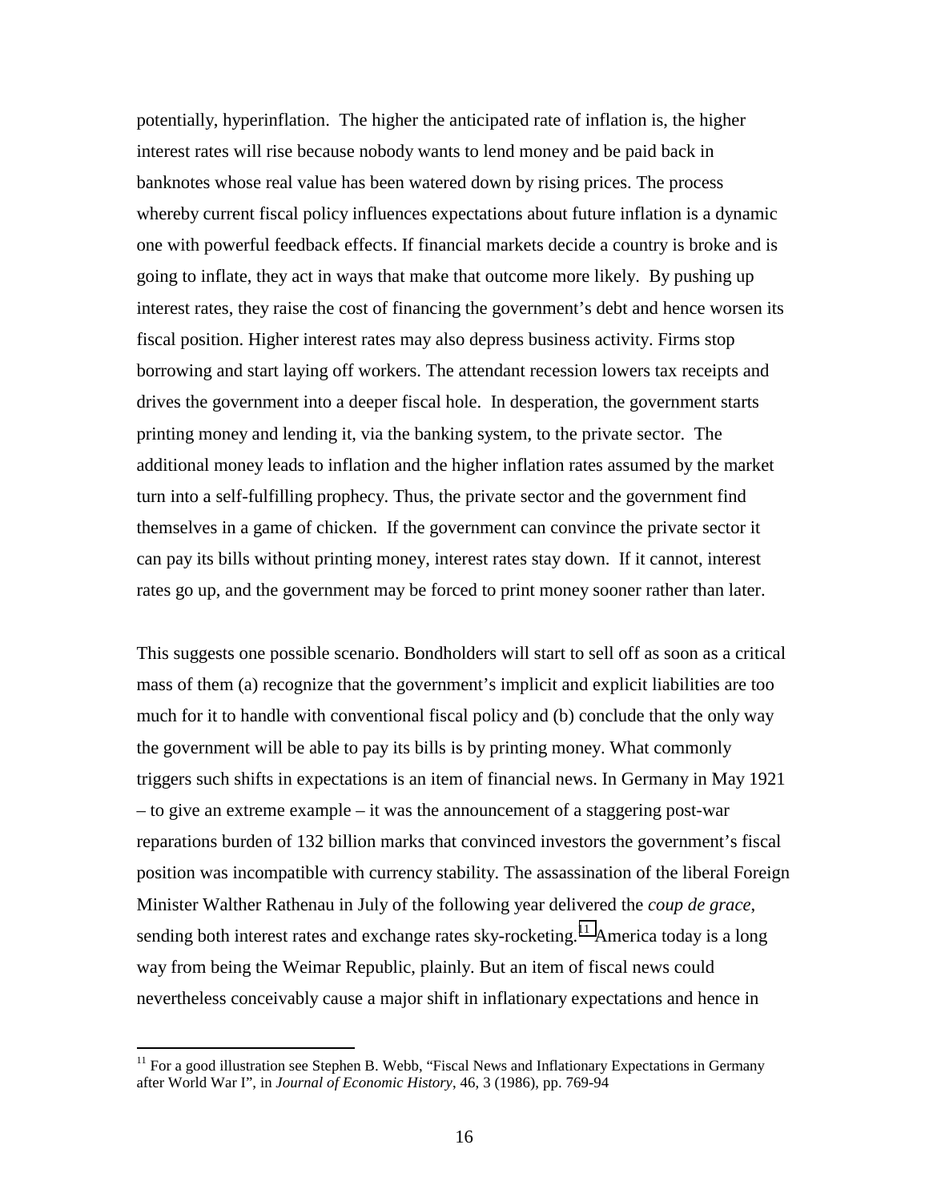potentially, hyperinflation. The higher the anticipated rate of inflation is, the higher interest rates will rise because nobody wants to lend money and be paid back in banknotes whose real value has been watered down by rising prices. The process whereby current fiscal policy influences expectations about future inflation is a dynamic one with powerful feedback effects. If financial markets decide a country is broke and is going to inflate, they act in ways that make that outcome more likely. By pushing up interest rates, they raise the cost of financing the government's debt and hence worsen its fiscal position. Higher interest rates may also depress business activity. Firms stop borrowing and start laying off workers. The attendant recession lowers tax receipts and drives the government into a deeper fiscal hole. In desperation, the government starts printing money and lending it, via the banking system, to the private sector. The additional money leads to inflation and the higher inflation rates assumed by the market turn into a self-fulfilling prophecy. Thus, the private sector and the government find themselves in a game of chicken. If the government can convince the private sector it can pay its bills without printing money, interest rates stay down. If it cannot, interest rates go up, and the government may be forced to print money sooner rather than later.

This suggests one possible scenario. Bondholders will start to sell off as soon as a critical mass of them (a) recognize that the government's implicit and explicit liabilities are too much for it to handle with conventional fiscal policy and (b) conclude that the only way the government will be able to pay its bills is by printing money. What commonly triggers such shifts in expectations is an item of financial news. In Germany in May 1921 – to give an extreme example – it was the announcement of a staggering post-war reparations burden of 132 billion marks that convinced investors the government's fiscal position was incompatible with currency stability. The assassination of the liberal Foreign Minister Walther Rathenau in July of the following year delivered the *coup de grace*, sending both interest rates and exchange rates sky-rocketing.[11] America today is a long way from being the Weimar Republic, plainly. But an item of fiscal news could nevertheless conceivably cause a major shift in inflationary expectations and hence in

[11] For a good illustration see Stephen B. Webb, "Fiscal News and Inflationary Expectations in Germany after World War I", in *Journal of Economic History*, 46, 3 (1986), pp. 769-94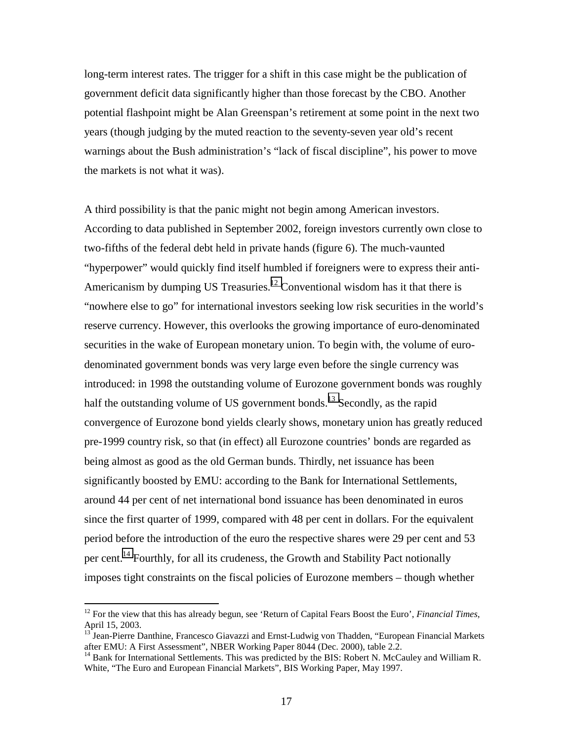long-term interest rates. The trigger for a shift in this case might be the publication of government deficit data significantly higher than those forecast by the CBO. Another potential flashpoint might be Alan Greenspan's retirement at some point in the next two years (though judging by the muted reaction to the seventy-seven year old's recent warnings about the Bush administration's "lack of fiscal discipline", his power to move the markets is not what it was).

A third possibility is that the panic might not begin among American investors. According to data published in September 2002, foreign investors currently own close to two-fifths of the federal debt held in private hands (figure 6). The much-vaunted "hyperpower" would quickly find itself humbled if foreigners were to express their anti-Americanism by dumping US Treasuries.[12] Conventional wisdom has it that there is "nowhere else to go" for international investors seeking low risk securities in the world's reserve currency. However, this overlooks the growing importance of euro-denominated securities in the wake of European monetary union. To begin with, the volume of euro-denominated government bonds was very large even before the single currency was introduced: in 1998 the outstanding volume of Eurozone government bonds was roughly half the outstanding volume of US government bonds.[13] Secondly, as the rapid convergence of Eurozone bond yields clearly shows, monetary union has greatly reduced pre-1999 country risk, so that (in effect) all Eurozone countries' bonds are regarded as being almost as good as the old German bunds. Thirdly, net issuance has been significantly boosted by EMU: according to the Bank for International Settlements, around 44 per cent of net international bond issuance has been denominated in euros since the first quarter of 1999, compared with 48 per cent in dollars. For the equivalent period before the introduction of the euro the respective shares were 29 per cent and 53 per cent.[14] Fourthly, for all its crudeness, the Growth and Stability Pact notionally imposes tight constraints on the fiscal policies of Eurozone members – though whether

---

[12] For the view that this has already begun, see 'Return of Capital Fears Boost the Euro', *Financial Times*, April 15, 2003.

[13] Jean-Pierre Danthine, Francesco Giavazzi and Ernst-Ludwig von Thadden, "European Financial Markets after EMU: A First Assessment", NBER Working Paper 8044 (Dec. 2000), table 2.2.

[14] Bank for International Settlements. This was predicted by the BIS: Robert N. McCauley and William R. White, "The Euro and European Financial Markets", BIS Working Paper, May 1997.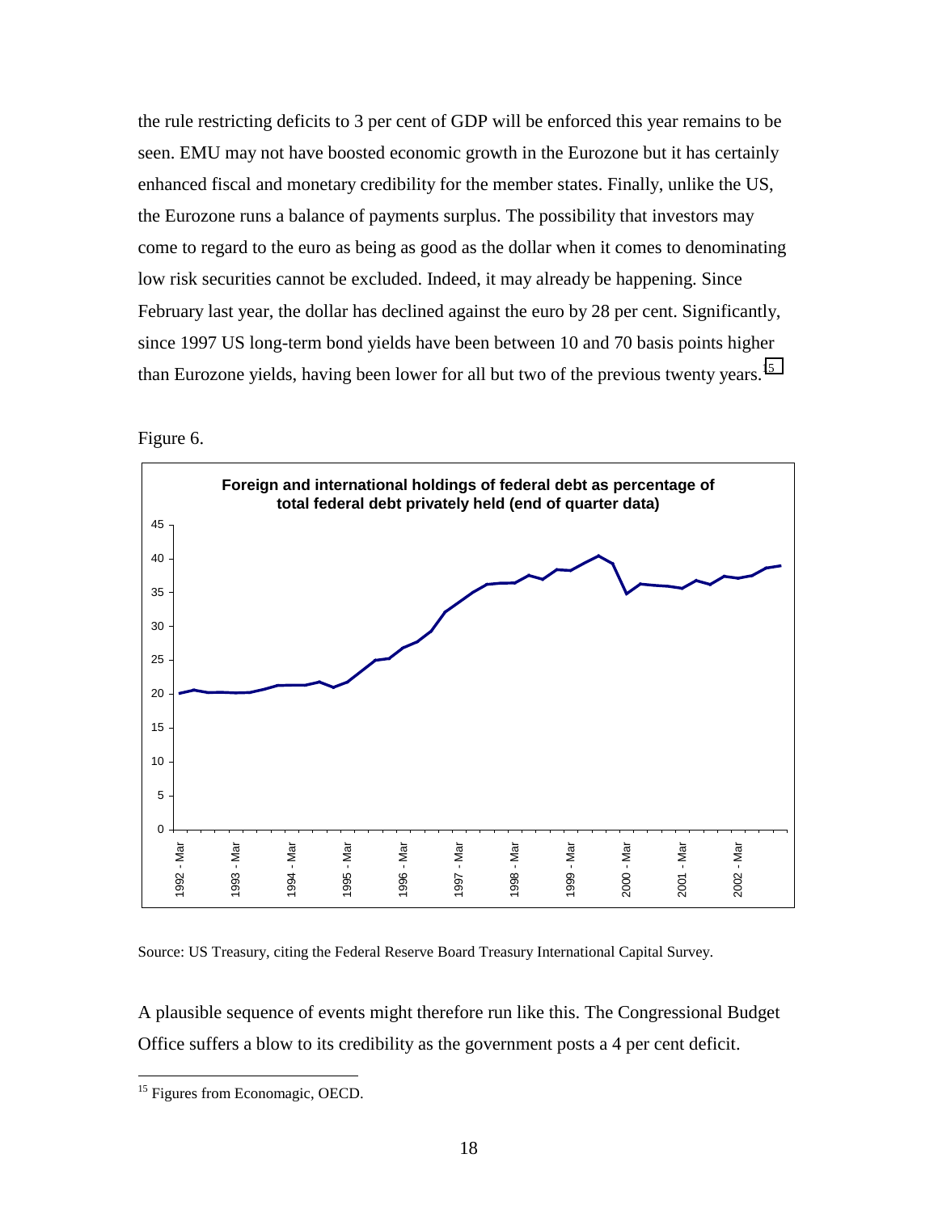the rule restricting deficits to 3 per cent of GDP will be enforced this year remains to be seen. EMU may not have boosted economic growth in the Eurozone but it has certainly enhanced fiscal and monetary credibility for the member states. Finally, unlike the US, the Eurozone runs a balance of payments surplus. The possibility that investors may come to regard to the euro as being as good as the dollar when it comes to denominating low risk securities cannot be excluded. Indeed, it may already be happening. Since February last year, the dollar has declined against the euro by 28 per cent. Significantly, since 1997 US long-term bond yields have been between 10 and 70 basis points higher than Eurozone yields, having been lower for all but two of the previous twenty years.[15]

Figure 6.

**Foreign and international holdings of federal debt as percentage of total federal debt privately held (end of quarter data)**

Source: US Treasury, citing the Federal Reserve Board Treasury International Capital Survey.

A plausible sequence of events might therefore run like this. The Congressional Budget Office suffers a blow to its credibility as the government posts a 4 per cent deficit.

[15] Figures from Economagic, OECD.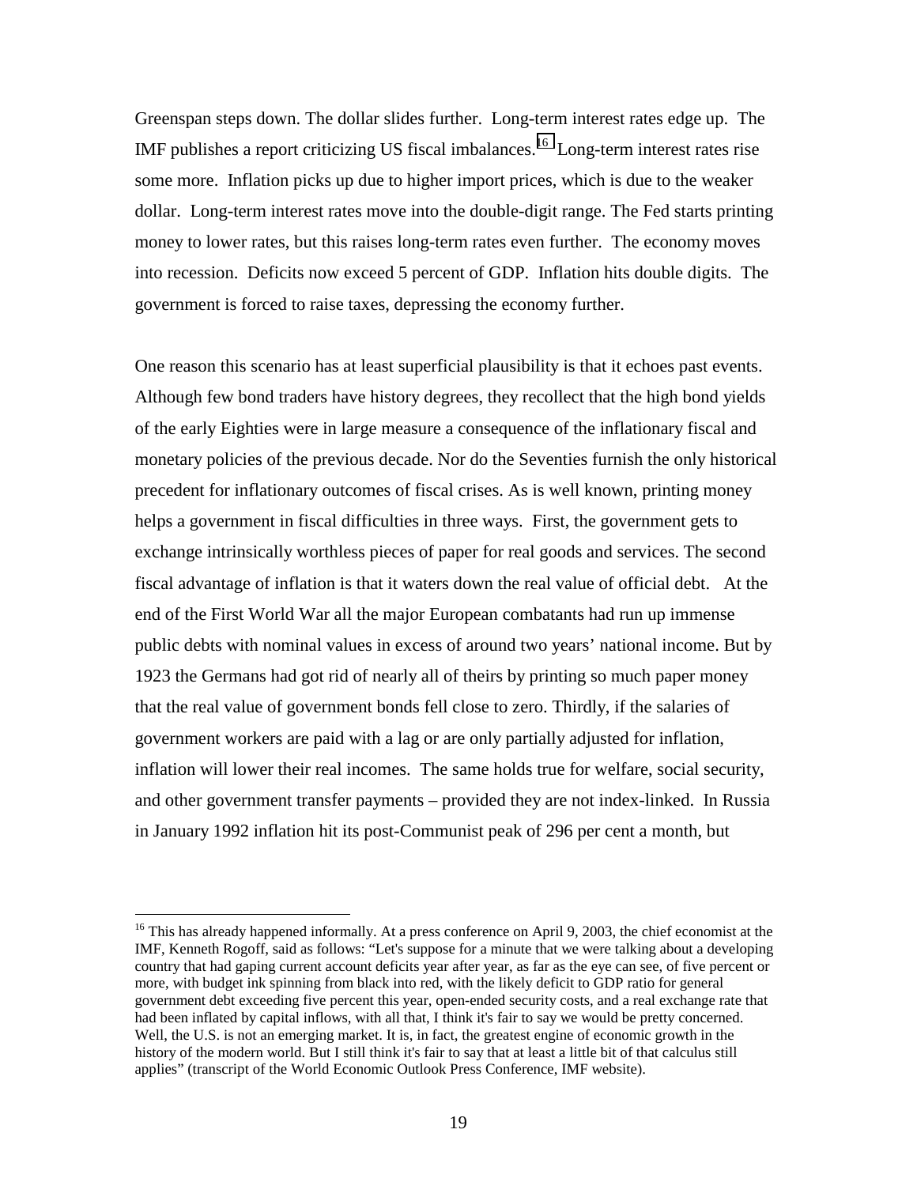Greenspan steps down. The dollar slides further. Long-term interest rates edge up. The IMF publishes a report criticizing US fiscal imbalances.[16] Long-term interest rates rise some more. Inflation picks up due to higher import prices, which is due to the weaker dollar. Long-term interest rates move into the double-digit range. The Fed starts printing money to lower rates, but this raises long-term rates even further. The economy moves into recession. Deficits now exceed 5 percent of GDP. Inflation hits double digits. The government is forced to raise taxes, depressing the economy further.

One reason this scenario has at least superficial plausibility is that it echoes past events. Although few bond traders have history degrees, they recollect that the high bond yields of the early Eighties were in large measure a consequence of the inflationary fiscal and monetary policies of the previous decade. Nor do the Seventies furnish the only historical precedent for inflationary outcomes of fiscal crises. As is well known, printing money helps a government in fiscal difficulties in three ways. First, the government gets to exchange intrinsically worthless pieces of paper for real goods and services. The second fiscal advantage of inflation is that it waters down the real value of official debt. At the end of the First World War all the major European combatants had run up immense public debts with nominal values in excess of around two years' national income. But by 1923 the Germans had got rid of nearly all of theirs by printing so much paper money that the real value of government bonds fell close to zero. Thirdly, if the salaries of government workers are paid with a lag or are only partially adjusted for inflation, inflation will lower their real incomes. The same holds true for welfare, social security, and other government transfer payments – provided they are not index-linked. In Russia in January 1992 inflation hit its post-Communist peak of 296 per cent a month, but

[16] This has already happened informally. At a press conference on April 9, 2003, the chief economist at the IMF, Kenneth Rogoff, said as follows: "Let's suppose for a minute that we were talking about a developing country that had gaping current account deficits year after year, as far as the eye can see, of five percent or more, with budget ink spinning from black into red, with the likely deficit to GDP ratio for general government debt exceeding five percent this year, open-ended security costs, and a real exchange rate that had been inflated by capital inflows, with all that, I think it's fair to say we would be pretty concerned. Well, the U.S. is not an emerging market. It is, in fact, the greatest engine of economic growth in the history of the modern world. But I still think it's fair to say that at least a little bit of that calculus still applies" (transcript of the World Economic Outlook Press Conference, IMF website).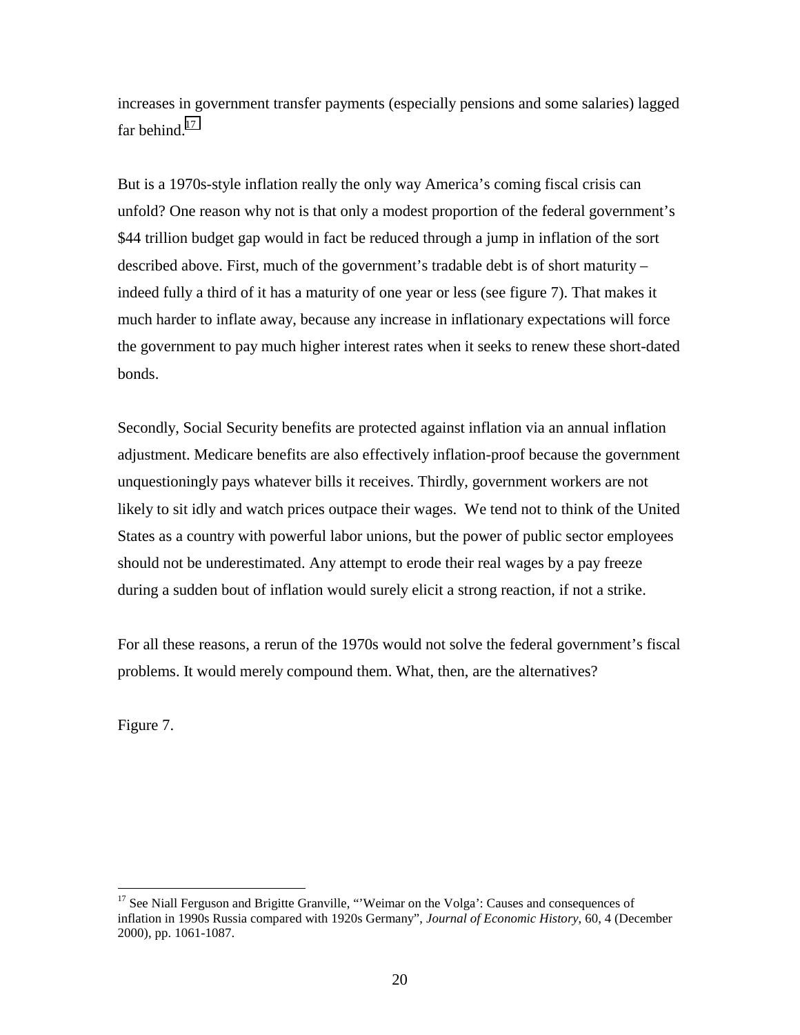increases in government transfer payments (especially pensions and some salaries) lagged far behind.[17]

But is a 1970s-style inflation really the only way America's coming fiscal crisis can unfold? One reason why not is that only a modest proportion of the federal government's $44 trillion budget gap would in fact be reduced through a jump in inflation of the sort described above. First, much of the government's tradable debt is of short maturity – indeed fully a third of it has a maturity of one year or less (see figure 7). That makes it much harder to inflate away, because any increase in inflationary expectations will force the government to pay much higher interest rates when it seeks to renew these short-dated bonds.

Secondly, Social Security benefits are protected against inflation via an annual inflation adjustment. Medicare benefits are also effectively inflation-proof because the government unquestioningly pays whatever bills it receives. Thirdly, government workers are not likely to sit idly and watch prices outpace their wages. We tend not to think of the United States as a country with powerful labor unions, but the power of public sector employees should not be underestimated. Any attempt to erode their real wages by a pay freeze during a sudden bout of inflation would surely elicit a strong reaction, if not a strike.

For all these reasons, a rerun of the 1970s would not solve the federal government's fiscal problems. It would merely compound them. What, then, are the alternatives?

Figure 7.

---

[17] See Niall Ferguson and Brigitte Granville, "'Weimar on the Volga': Causes and consequences of inflation in 1990s Russia compared with 1920s Germany", *Journal of Economic History*, 60, 4 (December 2000), pp. 1061-1087.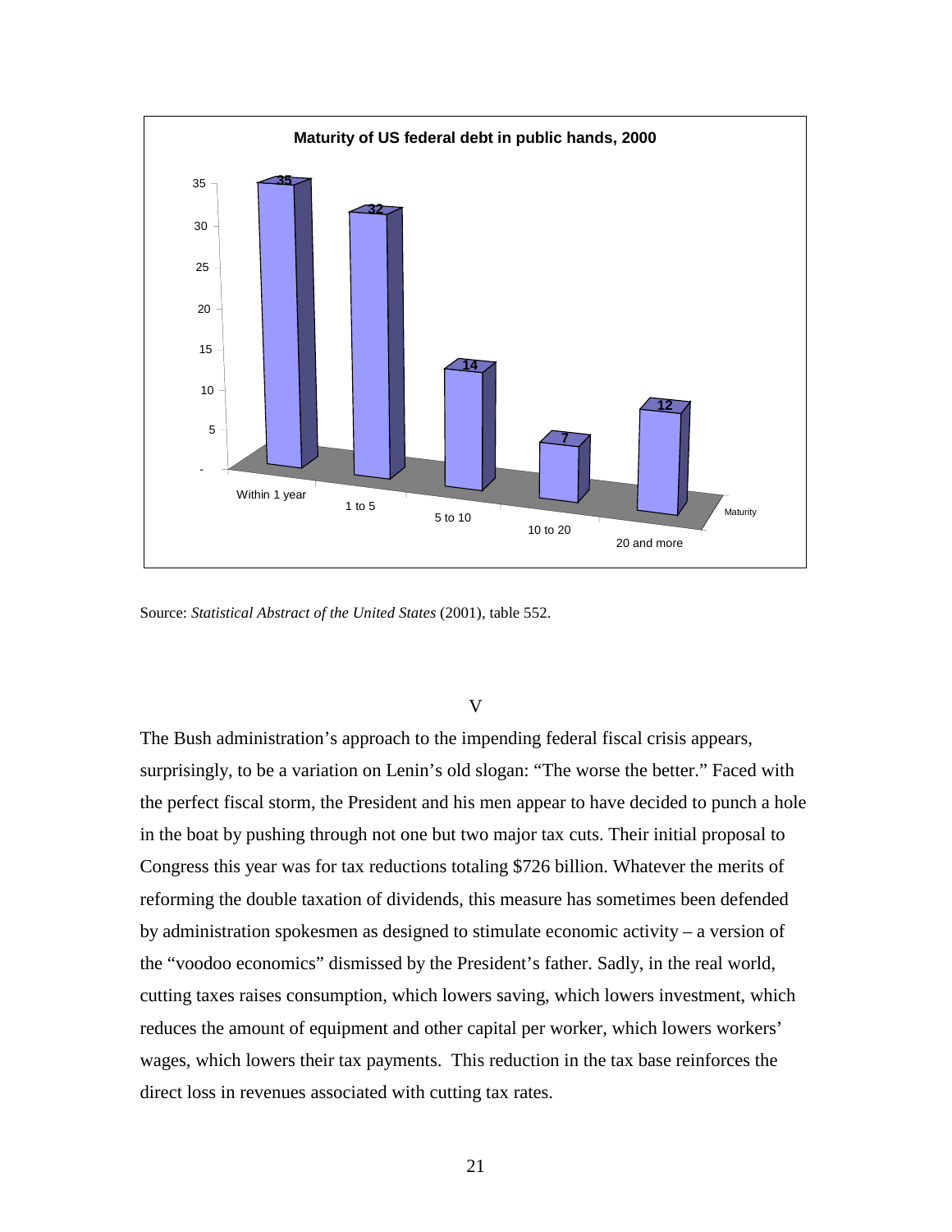**Maturity of US federal debt in public hands, 2000**

| Maturity | Value |
|---|---|
| Within 1 year | 35 |
| 1 to 5 | 32 |
| 5 to 10 | 14 |
| 10 to 20 | 7 |
| 20 and more | 12 |

Source: *Statistical Abstract of the United States* (2001), table 552.

V

The Bush administration's approach to the impending federal fiscal crisis appears, surprisingly, to be a variation on Lenin's old slogan: "The worse the better." Faced with the perfect fiscal storm, the President and his men appear to have decided to punch a hole in the boat by pushing through not one but two major tax cuts. Their initial proposal to Congress this year was for tax reductions totaling $726 billion. Whatever the merits of reforming the double taxation of dividends, this measure has sometimes been defended by administration spokesmen as designed to stimulate economic activity – a version of the "voodoo economics" dismissed by the President's father. Sadly, in the real world, cutting taxes raises consumption, which lowers saving, which lowers investment, which reduces the amount of equipment and other capital per worker, which lowers workers' wages, which lowers their tax payments. This reduction in the tax base reinforces the direct loss in revenues associated with cutting tax rates.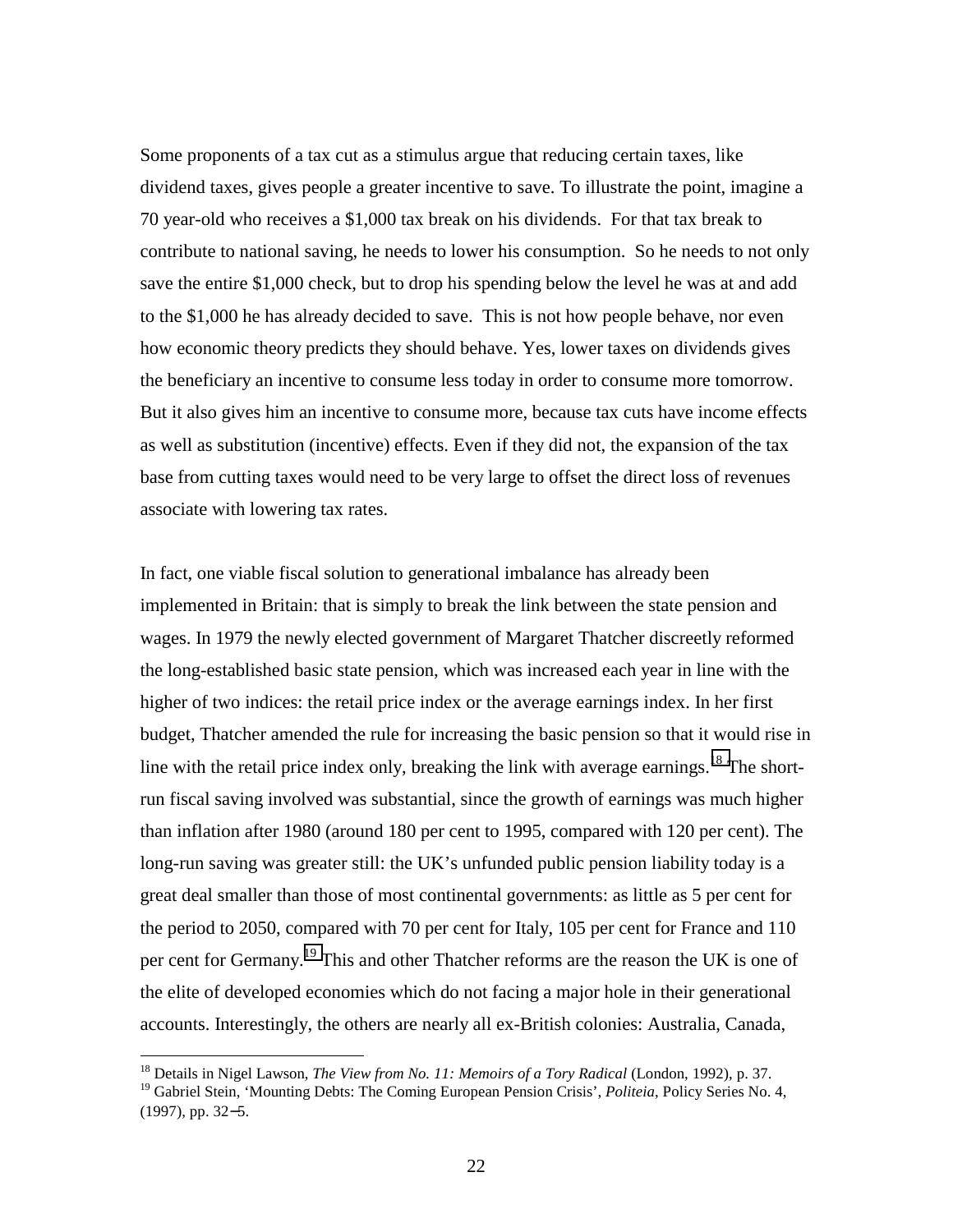Some proponents of a tax cut as a stimulus argue that reducing certain taxes, like dividend taxes, gives people a greater incentive to save. To illustrate the point, imagine a 70 year-old who receives a $1,000 tax break on his dividends. For that tax break to contribute to national saving, he needs to lower his consumption. So he needs to not only save the entire $1,000 check, but to drop his spending below the level he was at and add to the $1,000 he has already decided to save. This is not how people behave, nor even how economic theory predicts they should behave. Yes, lower taxes on dividends gives the beneficiary an incentive to consume less today in order to consume more tomorrow. But it also gives him an incentive to consume more, because tax cuts have income effects as well as substitution (incentive) effects. Even if they did not, the expansion of the tax base from cutting taxes would need to be very large to offset the direct loss of revenues associate with lowering tax rates.

In fact, one viable fiscal solution to generational imbalance has already been implemented in Britain: that is simply to break the link between the state pension and wages. In 1979 the newly elected government of Margaret Thatcher discreetly reformed the long-established basic state pension, which was increased each year in line with the higher of two indices: the retail price index or the average earnings index. In her first budget, Thatcher amended the rule for increasing the basic pension so that it would rise in line with the retail price index only, breaking the link with average earnings.[18] The short-run fiscal saving involved was substantial, since the growth of earnings was much higher than inflation after 1980 (around 180 per cent to 1995, compared with 120 per cent). The long-run saving was greater still: the UK's unfunded public pension liability today is a great deal smaller than those of most continental governments: as little as 5 per cent for the period to 2050, compared with 70 per cent for Italy, 105 per cent for France and 110 per cent for Germany.[19] This and other Thatcher reforms are the reason the UK is one of the elite of developed economies which do not facing a major hole in their generational accounts. Interestingly, the others are nearly all ex-British colonies: Australia, Canada,

---

[18] Details in Nigel Lawson, *The View from No. 11: Memoirs of a Tory Radical* (London, 1992), p. 37.

[19] Gabriel Stein, 'Mounting Debts: The Coming European Pension Crisis', *Politeia*, Policy Series No. 4, (1997), pp. 32–5.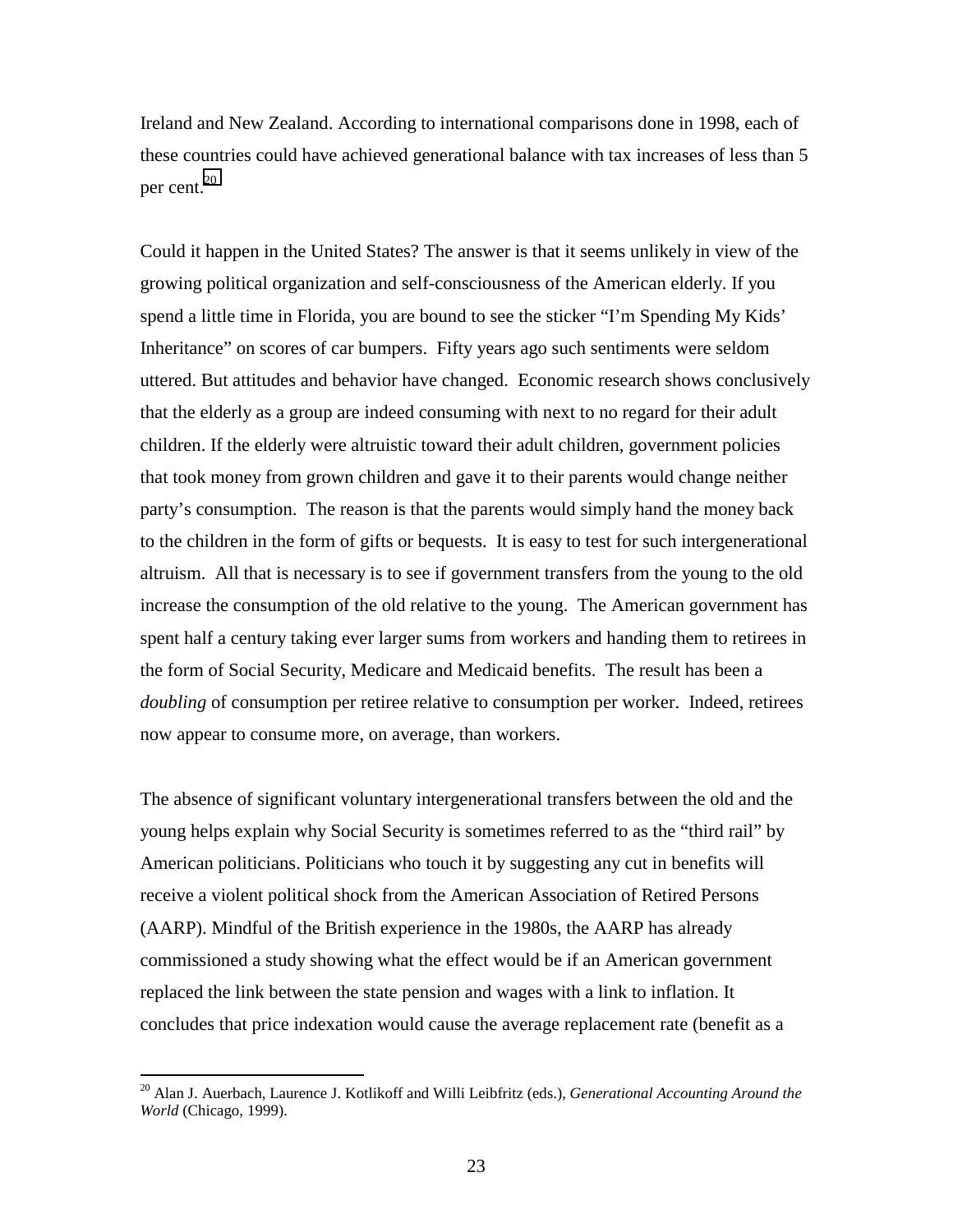Ireland and New Zealand. According to international comparisons done in 1998, each of these countries could have achieved generational balance with tax increases of less than 5 per cent.[20]

Could it happen in the United States? The answer is that it seems unlikely in view of the growing political organization and self-consciousness of the American elderly. If you spend a little time in Florida, you are bound to see the sticker "I'm Spending My Kids' Inheritance" on scores of car bumpers. Fifty years ago such sentiments were seldom uttered. But attitudes and behavior have changed. Economic research shows conclusively that the elderly as a group are indeed consuming with next to no regard for their adult children. If the elderly were altruistic toward their adult children, government policies that took money from grown children and gave it to their parents would change neither party's consumption. The reason is that the parents would simply hand the money back to the children in the form of gifts or bequests. It is easy to test for such intergenerational altruism. All that is necessary is to see if government transfers from the young to the old increase the consumption of the old relative to the young. The American government has spent half a century taking ever larger sums from workers and handing them to retirees in the form of Social Security, Medicare and Medicaid benefits. The result has been a *doubling* of consumption per retiree relative to consumption per worker. Indeed, retirees now appear to consume more, on average, than workers.

The absence of significant voluntary intergenerational transfers between the old and the young helps explain why Social Security is sometimes referred to as the "third rail" by American politicians. Politicians who touch it by suggesting any cut in benefits will receive a violent political shock from the American Association of Retired Persons (AARP). Mindful of the British experience in the 1980s, the AARP has already commissioned a study showing what the effect would be if an American government replaced the link between the state pension and wages with a link to inflation. It concludes that price indexation would cause the average replacement rate (benefit as a

[20] Alan J. Auerbach, Laurence J. Kotlikoff and Willi Leibfritz (eds.), *Generational Accounting Around the World* (Chicago, 1999).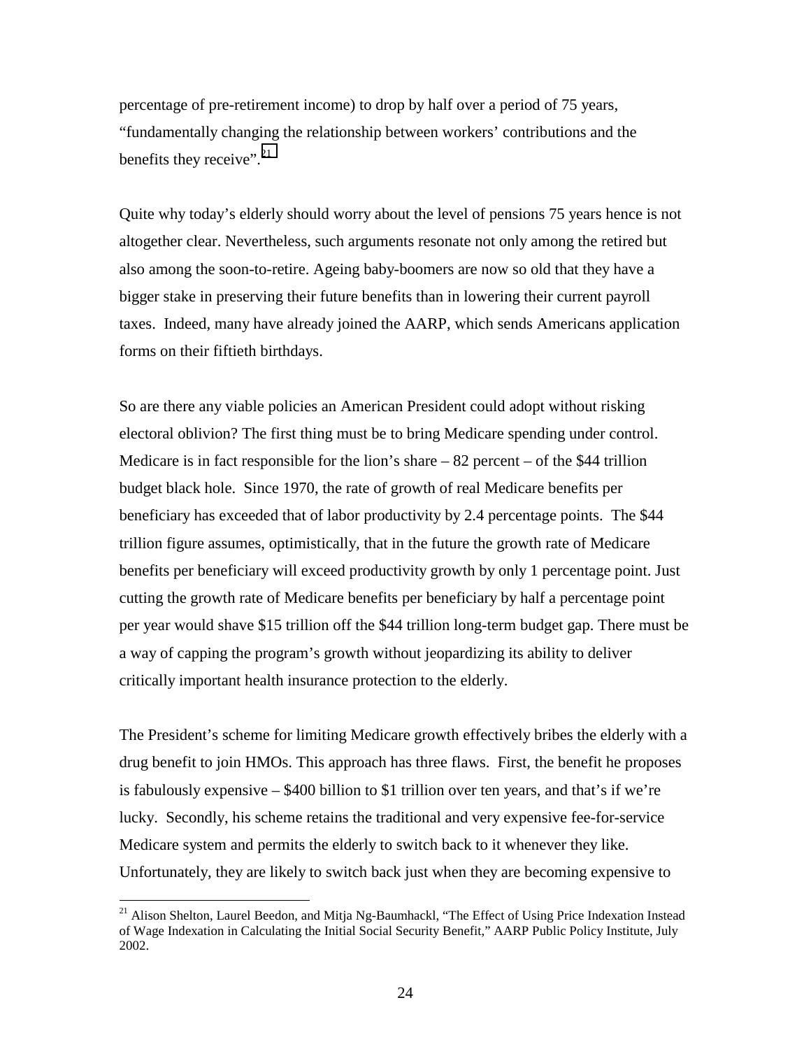percentage of pre-retirement income) to drop by half over a period of 75 years, “fundamentally changing the relationship between workers’ contributions and the benefits they receive”.[21]

Quite why today’s elderly should worry about the level of pensions 75 years hence is not altogether clear. Nevertheless, such arguments resonate not only among the retired but also among the soon-to-retire. Ageing baby-boomers are now so old that they have a bigger stake in preserving their future benefits than in lowering their current payroll taxes. Indeed, many have already joined the AARP, which sends Americans application forms on their fiftieth birthdays.

So are there any viable policies an American President could adopt without risking electoral oblivion? The first thing must be to bring Medicare spending under control. Medicare is in fact responsible for the lion’s share – 82 percent – of the $44 trillion budget black hole. Since 1970, the rate of growth of real Medicare benefits per beneficiary has exceeded that of labor productivity by 2.4 percentage points. The $44 trillion figure assumes, optimistically, that in the future the growth rate of Medicare benefits per beneficiary will exceed productivity growth by only 1 percentage point. Just cutting the growth rate of Medicare benefits per beneficiary by half a percentage point per year would shave $15 trillion off the $44 trillion long-term budget gap. There must be a way of capping the program’s growth without jeopardizing its ability to deliver critically important health insurance protection to the elderly.

The President’s scheme for limiting Medicare growth effectively bribes the elderly with a drug benefit to join HMOs. This approach has three flaws. First, the benefit he proposes is fabulously expensive – $400 billion to $1 trillion over ten years, and that’s if we’re lucky. Secondly, his scheme retains the traditional and very expensive fee-for-service Medicare system and permits the elderly to switch back to it whenever they like. Unfortunately, they are likely to switch back just when they are becoming expensive to

[21] Alison Shelton, Laurel Beedon, and Mitja Ng-Baumhackl, “The Effect of Using Price Indexation Instead of Wage Indexation in Calculating the Initial Social Security Benefit,” AARP Public Policy Institute, July 2002.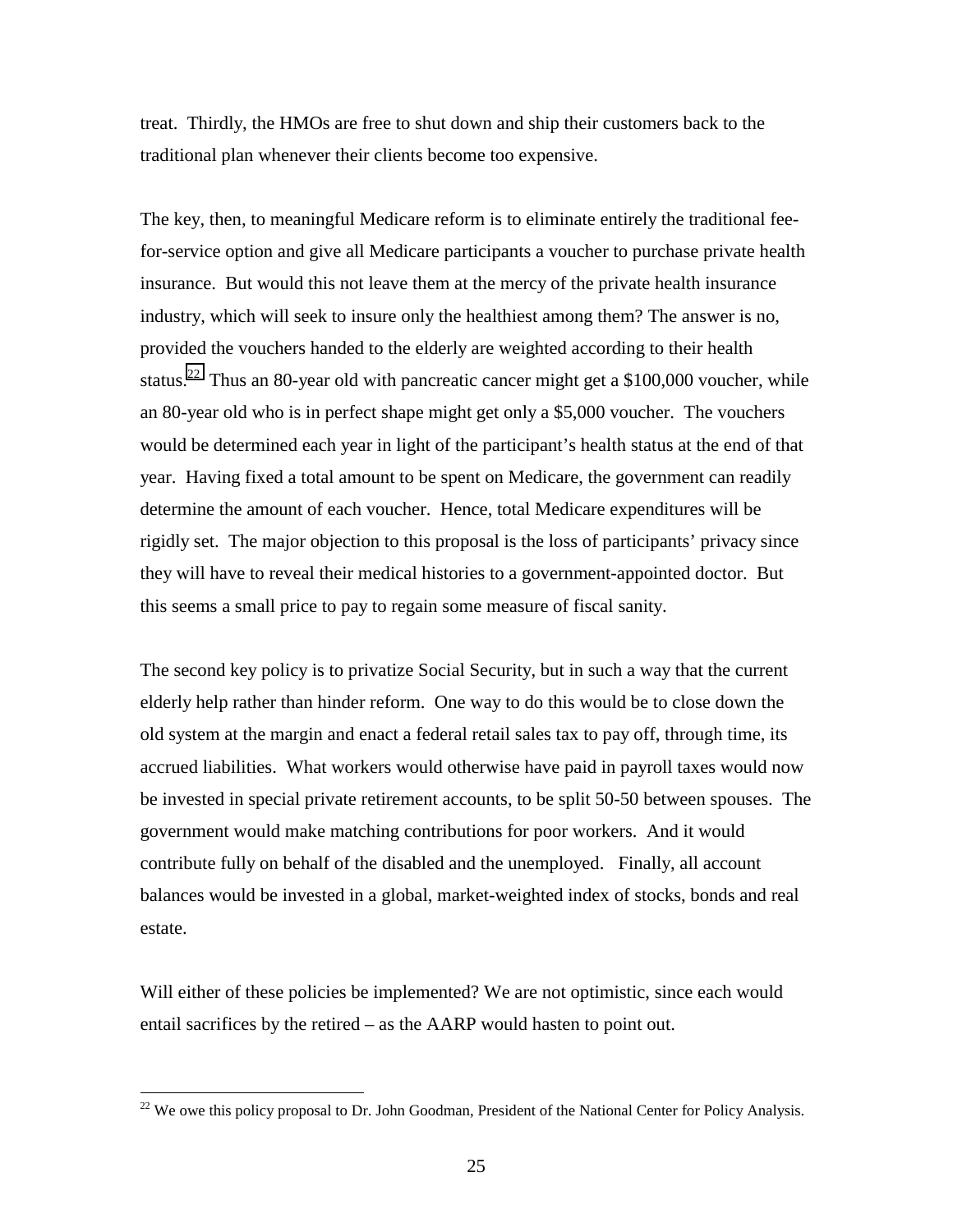treat. Thirdly, the HMOs are free to shut down and ship their customers back to the traditional plan whenever their clients become too expensive.

The key, then, to meaningful Medicare reform is to eliminate entirely the traditional fee-for-service option and give all Medicare participants a voucher to purchase private health insurance. But would this not leave them at the mercy of the private health insurance industry, which will seek to insure only the healthiest among them? The answer is no, provided the vouchers handed to the elderly are weighted according to their health status.[22] Thus an 80-year old with pancreatic cancer might get a $100,000 voucher, while an 80-year old who is in perfect shape might get only a $5,000 voucher. The vouchers would be determined each year in light of the participant's health status at the end of that year. Having fixed a total amount to be spent on Medicare, the government can readily determine the amount of each voucher. Hence, total Medicare expenditures will be rigidly set. The major objection to this proposal is the loss of participants' privacy since they will have to reveal their medical histories to a government-appointed doctor. But this seems a small price to pay to regain some measure of fiscal sanity.

The second key policy is to privatize Social Security, but in such a way that the current elderly help rather than hinder reform. One way to do this would be to close down the old system at the margin and enact a federal retail sales tax to pay off, through time, its accrued liabilities. What workers would otherwise have paid in payroll taxes would now be invested in special private retirement accounts, to be split 50-50 between spouses. The government would make matching contributions for poor workers. And it would contribute fully on behalf of the disabled and the unemployed. Finally, all account balances would be invested in a global, market-weighted index of stocks, bonds and real estate.

Will either of these policies be implemented? We are not optimistic, since each would entail sacrifices by the retired – as the AARP would hasten to point out.

[22] We owe this policy proposal to Dr. John Goodman, President of the National Center for Policy Analysis.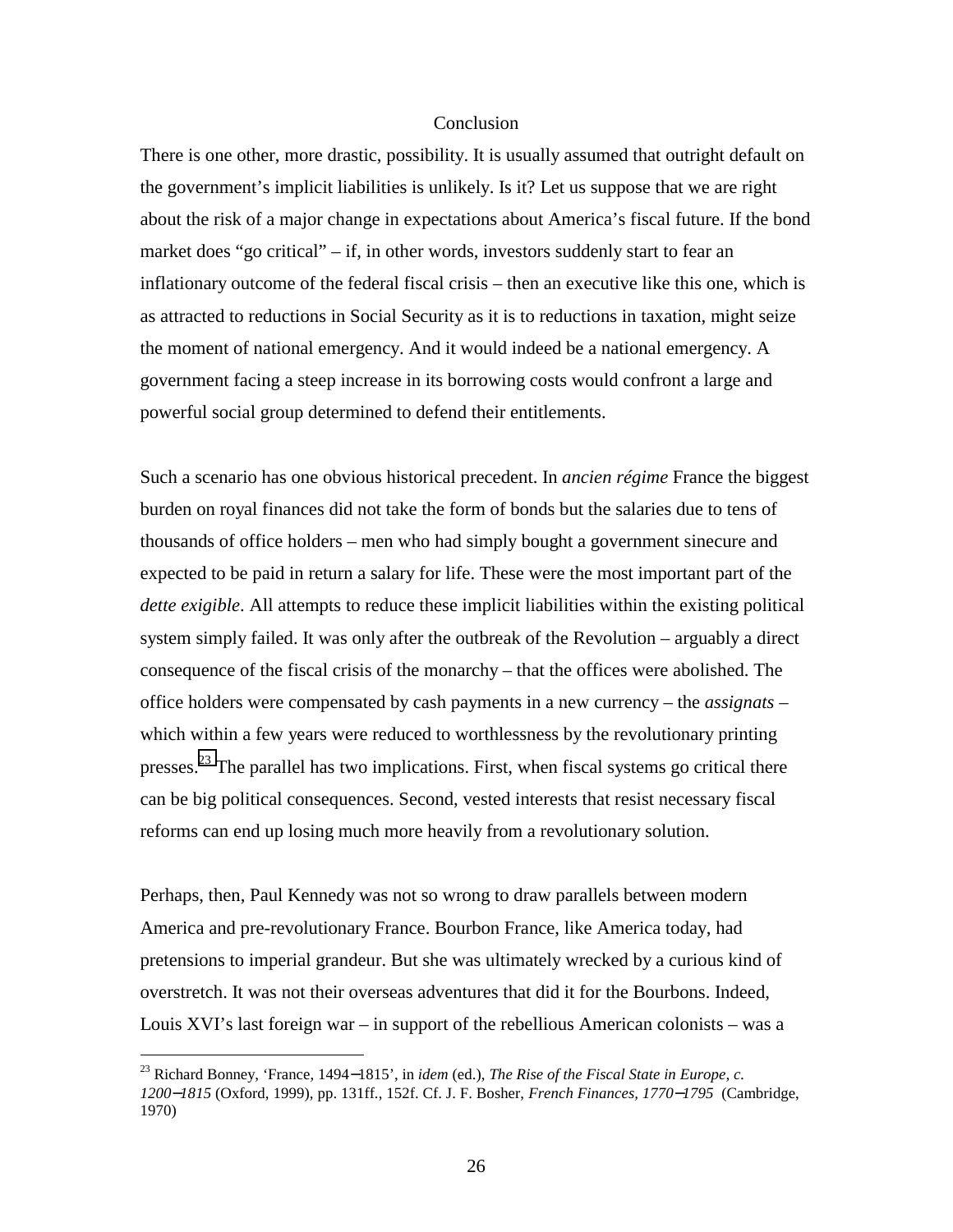## Conclusion

There is one other, more drastic, possibility. It is usually assumed that outright default on the government's implicit liabilities is unlikely. Is it? Let us suppose that we are right about the risk of a major change in expectations about America's fiscal future. If the bond market does "go critical" – if, in other words, investors suddenly start to fear an inflationary outcome of the federal fiscal crisis – then an executive like this one, which is as attracted to reductions in Social Security as it is to reductions in taxation, might seize the moment of national emergency. And it would indeed be a national emergency. A government facing a steep increase in its borrowing costs would confront a large and powerful social group determined to defend their entitlements.

Such a scenario has one obvious historical precedent. In *ancien régime* France the biggest burden on royal finances did not take the form of bonds but the salaries due to tens of thousands of office holders – men who had simply bought a government sinecure and expected to be paid in return a salary for life. These were the most important part of the *dette exigible*. All attempts to reduce these implicit liabilities within the existing political system simply failed. It was only after the outbreak of the Revolution – arguably a direct consequence of the fiscal crisis of the monarchy – that the offices were abolished. The office holders were compensated by cash payments in a new currency – the *assignats* – which within a few years were reduced to worthlessness by the revolutionary printing presses.[23] The parallel has two implications. First, when fiscal systems go critical there can be big political consequences. Second, vested interests that resist necessary fiscal reforms can end up losing much more heavily from a revolutionary solution.

Perhaps, then, Paul Kennedy was not so wrong to draw parallels between modern America and pre-revolutionary France. Bourbon France, like America today, had pretensions to imperial grandeur. But she was ultimately wrecked by a curious kind of overstretch. It was not their overseas adventures that did it for the Bourbons. Indeed, Louis XVI's last foreign war – in support of the rebellious American colonists – was a

---

[23] Richard Bonney, 'France, 1494–1815', in *idem* (ed.), *The Rise of the Fiscal State in Europe, c. 1200–1815* (Oxford, 1999), pp. 131ff., 152f. Cf. J. F. Bosher, *French Finances, 1770–1795* (Cambridge, 1970)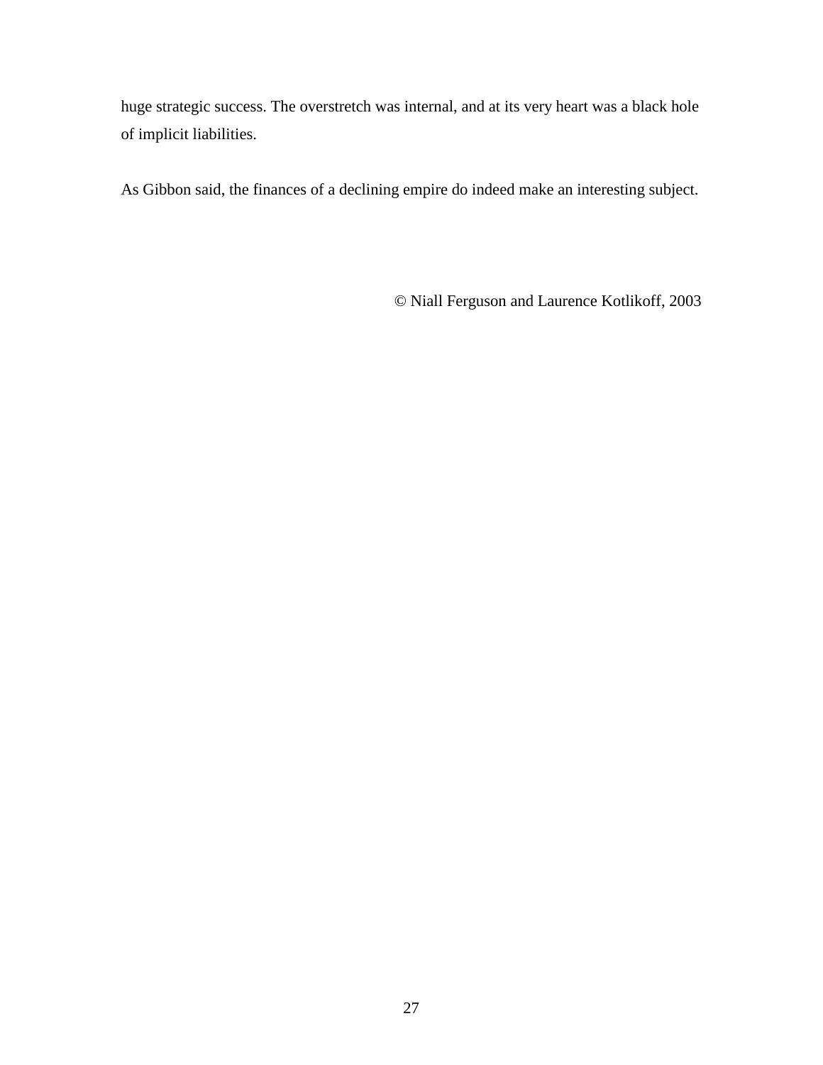huge strategic success. The overstretch was internal, and at its very heart was a black hole of implicit liabilities.

As Gibbon said, the finances of a declining empire do indeed make an interesting subject.

© Niall Ferguson and Laurence Kotlikoff, 2003